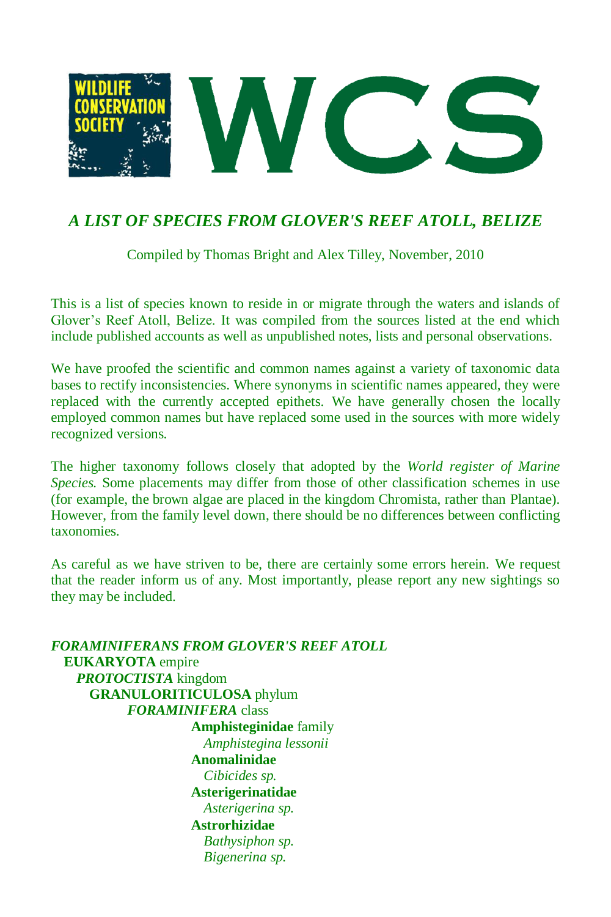WILDLIFE CONSERVATION SOCIETY

# WCS

## *A LIST OF SPECIES FROM GLOVER'S REEF ATOLL, BELIZE*

Compiled by Thomas Bright and Alex Tilley, November, 2010

This is a list of species known to reside in or migrate through the waters and islands of Glover's Reef Atoll, Belize. It was compiled from the sources listed at the end which include published accounts as well as unpublished notes, lists and personal observations.

We have proofed the scientific and common names against a variety of taxonomic data bases to rectify inconsistencies. Where synonyms in scientific names appeared, they were replaced with the currently accepted epithets. We have generally chosen the locally employed common names but have replaced some used in the sources with more widely recognized versions.

The higher taxonomy follows closely that adopted by the *World register of Marine Species.* Some placements may differ from those of other classification schemes in use (for example, the brown algae are placed in the kingdom Chromista, rather than Plantae). However, from the family level down, there should be no differences between conflicting taxonomies.

As careful as we have striven to be, there are certainly some errors herein. We request that the reader inform us of any. Most importantly, please report any new sightings so they may be included.

***FORAMINIFERANS FROM GLOVER'S REEF ATOLL***

- **EUKARYOTA** empire
  - ***PROTOCTISTA*** kingdom
    - **GRANULORITICULOSA** phylum
      - ***FORAMINIFERA*** class
        - **Amphisteginidae** family
          - *Amphistegina lessonii*
        - **Anomalinidae**
          - *Cibicides sp.*
        - **Asterigerinatidae**
          - *Asterigerina sp.*
        - **Astrorhizidae**
          - *Bathysiphon sp.*
          - *Bigenerina sp.*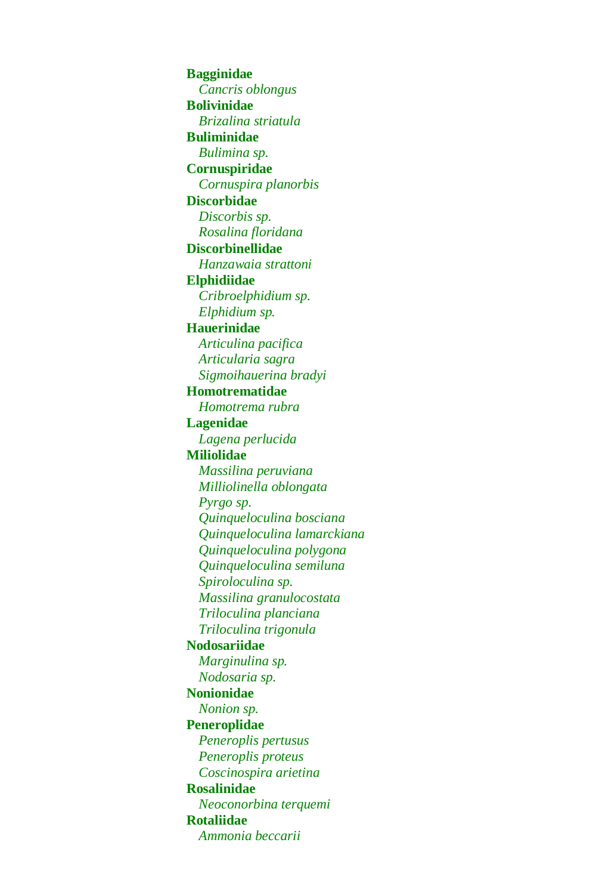**Bagginidae**
  *Cancris oblongus*
**Bolivinidae**
  *Brizalina striatula*
**Buliminidae**
  *Bulimina sp.*
**Cornuspiridae**
  *Cornuspira planorbis*
**Discorbidae**
  *Discorbis sp.*
  *Rosalina floridana*
**Discorbinellidae**
  *Hanzawaia strattoni*
**Elphidiidae**
  *Cribroelphidium sp.*
  *Elphidium sp.*
**Hauerinidae**
  *Articulina pacifica*
  *Articularia sagra*
  *Sigmoihauerina bradyi*
**Homotrematidae**
  *Homotrema rubra*
**Lagenidae**
  *Lagena perlucida*
**Miliolidae**
  *Massilina peruviana*
  *Milliolinella oblongata*
  *Pyrgo sp.*
  *Quinqueloculina bosciana*
  *Quinqueloculina lamarckiana*
  *Quinqueloculina polygona*
  *Quinqueloculina semiluna*
  *Spiroloculina sp.*
  *Massilina granulocostata*
  *Triloculina planciana*
  *Triloculina trigonula*
**Nodosariidae**
  *Marginulina sp.*
  *Nodosaria sp.*
**Nonionidae**
  *Nonion sp.*
**Peneroplidae**
  *Peneroplis pertusus*
  *Peneroplis proteus*
  *Coscinospira arietina*
**Rosalinidae**
  *Neoconorbina terquemi*
**Rotaliidae**
  *Ammonia beccarii*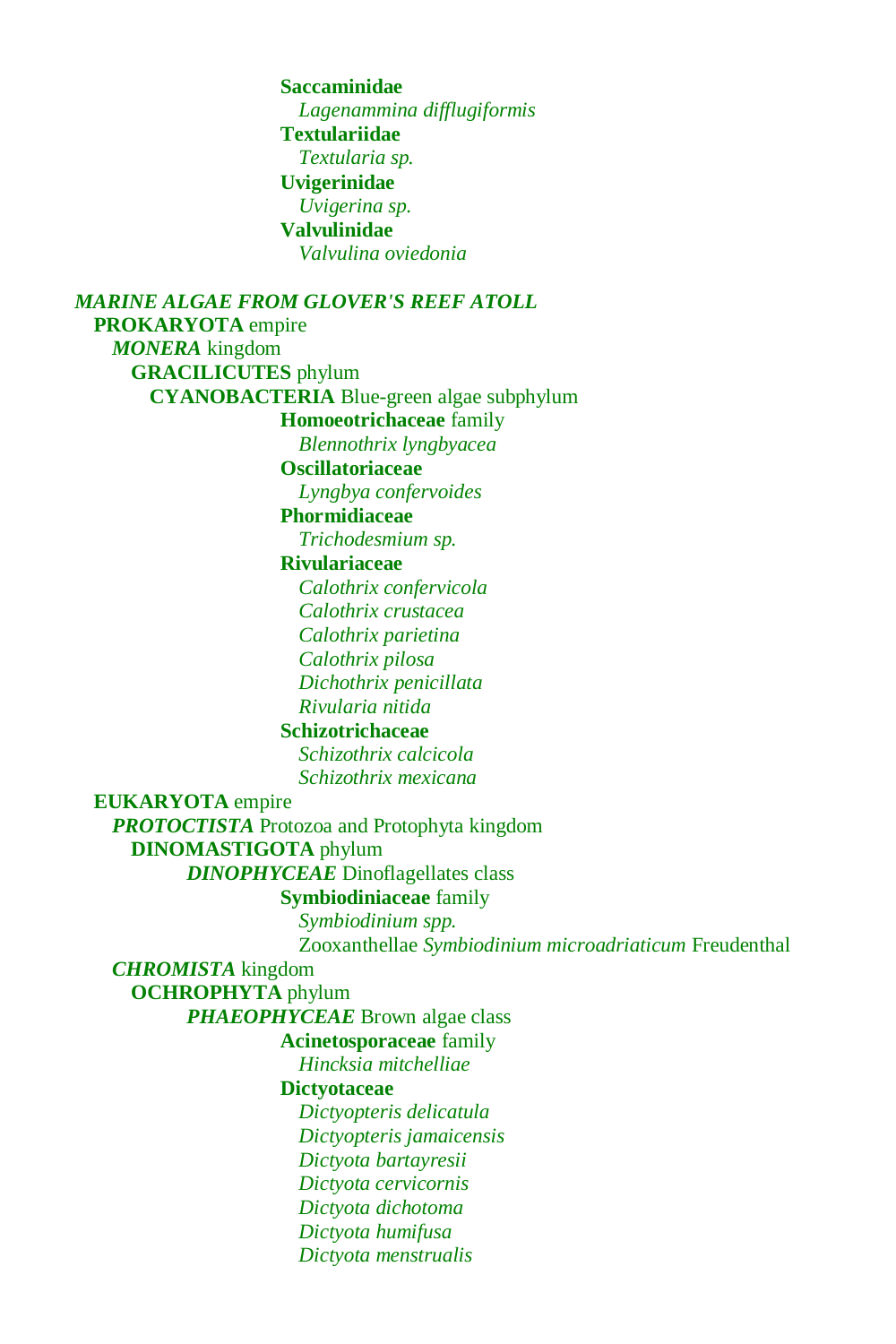**Saccaminidae**

*Lagenammina difflugiformis*

**Textulariidae**

*Textularia sp.*

**Uvigerinidae**

*Uvigerina sp.*

**Valvulinidae**

*Valvulina oviedonia*

***MARINE ALGAE FROM GLOVER'S REEF ATOLL***

**PROKARYOTA** empire

***MONERA*** kingdom

**GRACILICUTES** phylum

**CYANOBACTERIA** Blue-green algae subphylum

**Homoeotrichaceae** family

*Blennothrix lyngbyacea*

**Oscillatoriaceae**

*Lyngbya confervoides*

**Phormidiaceae**

*Trichodesmium sp.*

**Rivulariaceae**

*Calothrix confervicola*

*Calothrix crustacea*

*Calothrix parietina*

*Calothrix pilosa*

*Dichothrix penicillata*

*Rivularia nitida*

**Schizotrichaceae**

*Schizothrix calcicola*

*Schizothrix mexicana*

**EUKARYOTA** empire

***PROTOCTISTA*** Protozoa and Protophyta kingdom

**DINOMASTIGOTA** phylum

***DINOPHYCEAE*** Dinoflagellates class

**Symbiodiniaceae** family

*Symbiodinium spp.*

Zooxanthellae *Symbiodinium microadriaticum* Freudenthal

***CHROMISTA*** kingdom

**OCHROPHYTA** phylum

***PHAEOPHYCEAE*** Brown algae class

**Acinetosporaceae** family

*Hincksia mitchelliae*

**Dictyotaceae**

*Dictyopteris delicatula*

*Dictyopteris jamaicensis*

*Dictyota bartayresii*

*Dictyota cervicornis*

*Dictyota dichotoma*

*Dictyota humifusa*

*Dictyota menstrualis*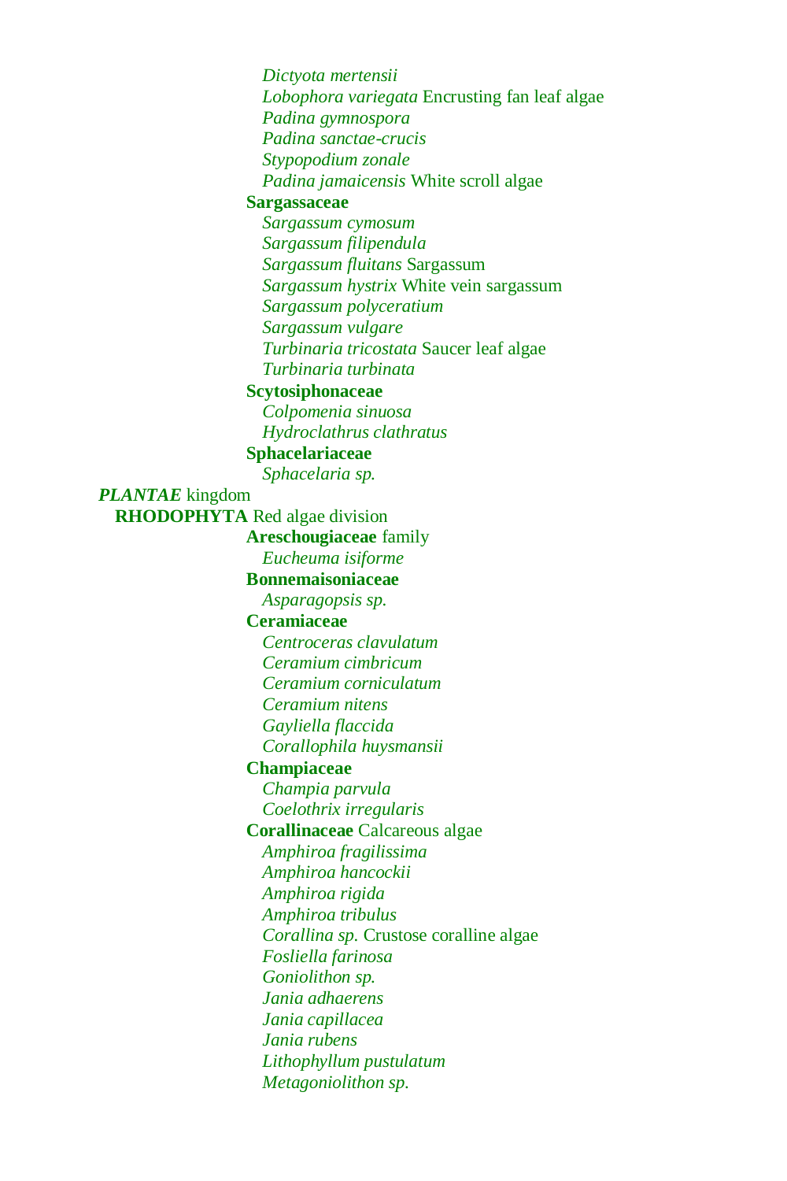*Dictyota mertensii*
*Lobophora variegata* Encrusting fan leaf algae
*Padina gymnospora*
*Padina sanctae-crucis*
*Stypopodium zonale*
*Padina jamaicensis* White scroll algae

**Sargassaceae**

*Sargassum cymosum*
*Sargassum filipendula*
*Sargassum fluitans* Sargassum
*Sargassum hystrix* White vein sargassum
*Sargassum polyceratium*
*Sargassum vulgare*
*Turbinaria tricostata* Saucer leaf algae
*Turbinaria turbinata*

**Scytosiphonaceae**

*Colpomenia sinuosa*
*Hydroclathrus clathratus*

**Sphacelariaceae**

*Sphacelaria sp.*

***PLANTAE*** kingdom

**RHODOPHYTA** Red algae division

**Areschougiaceae** family

*Eucheuma isiforme*

**Bonnemaisoniaceae**

*Asparagopsis sp.*

**Ceramiaceae**

*Centroceras clavulatum*
*Ceramium cimbricum*
*Ceramium corniculatum*
*Ceramium nitens*
*Gayliella flaccida*
*Corallophila huysmansii*

**Champiaceae**

*Champia parvula*
*Coelothrix irregularis*

**Corallinaceae** Calcareous algae

*Amphiroa fragilissima*
*Amphiroa hancockii*
*Amphiroa rigida*
*Amphiroa tribulus*
*Corallina sp.* Crustose coralline algae
*Fosliella farinosa*
*Goniolithon sp.*
*Jania adhaerens*
*Jania capillacea*
*Jania rubens*
*Lithophyllum pustulatum*
*Metagoniolithon sp.*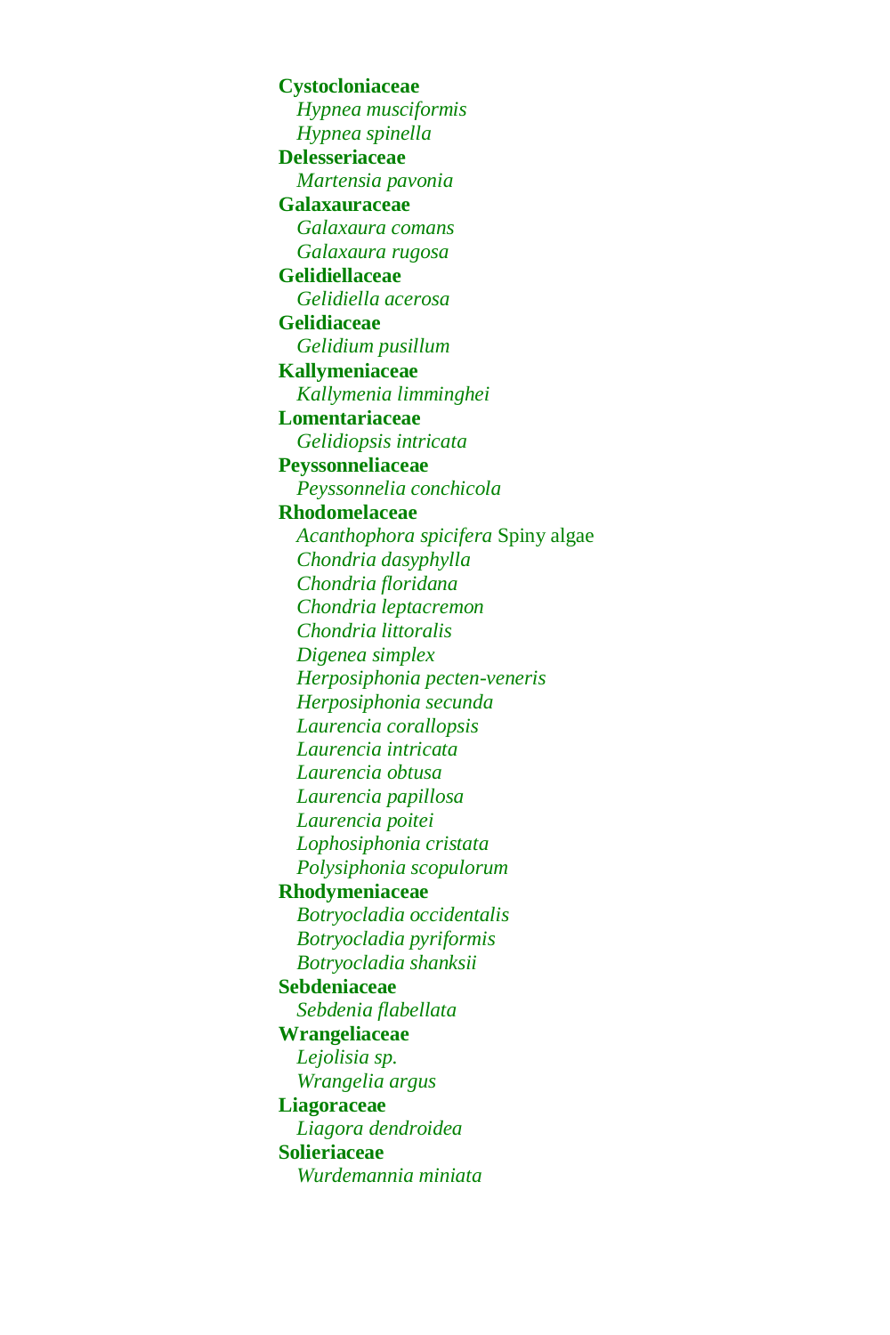**Cystocloniaceae**
*Hypnea musciformis*
*Hypnea spinella*
**Delesseriaceae**
*Martensia pavonia*
**Galaxauraceae**
*Galaxaura comans*
*Galaxaura rugosa*
**Gelidiellaceae**
*Gelidiella acerosa*
**Gelidiaceae**
*Gelidium pusillum*
**Kallymeniaceae**
*Kallymenia limminghei*
**Lomentariaceae**
*Gelidiopsis intricata*
**Peyssonneliaceae**
*Peyssonnelia conchicola*
**Rhodomelaceae**
*Acanthophora spicifera* Spiny algae
*Chondria dasyphylla*
*Chondria floridana*
*Chondria leptacremon*
*Chondria littoralis*
*Digenea simplex*
*Herposiphonia pecten-veneris*
*Herposiphonia secunda*
*Laurencia corallopsis*
*Laurencia intricata*
*Laurencia obtusa*
*Laurencia papillosa*
*Laurencia poitei*
*Lophosiphonia cristata*
*Polysiphonia scopulorum*
**Rhodymeniaceae**
*Botryocladia occidentalis*
*Botryocladia pyriformis*
*Botryocladia shanksii*
**Sebdeniaceae**
*Sebdenia flabellata*
**Wrangeliaceae**
*Lejolisia sp.*
*Wrangelia argus*
**Liagoraceae**
*Liagora dendroidea*
**Solieriaceae**
*Wurdemannia miniata*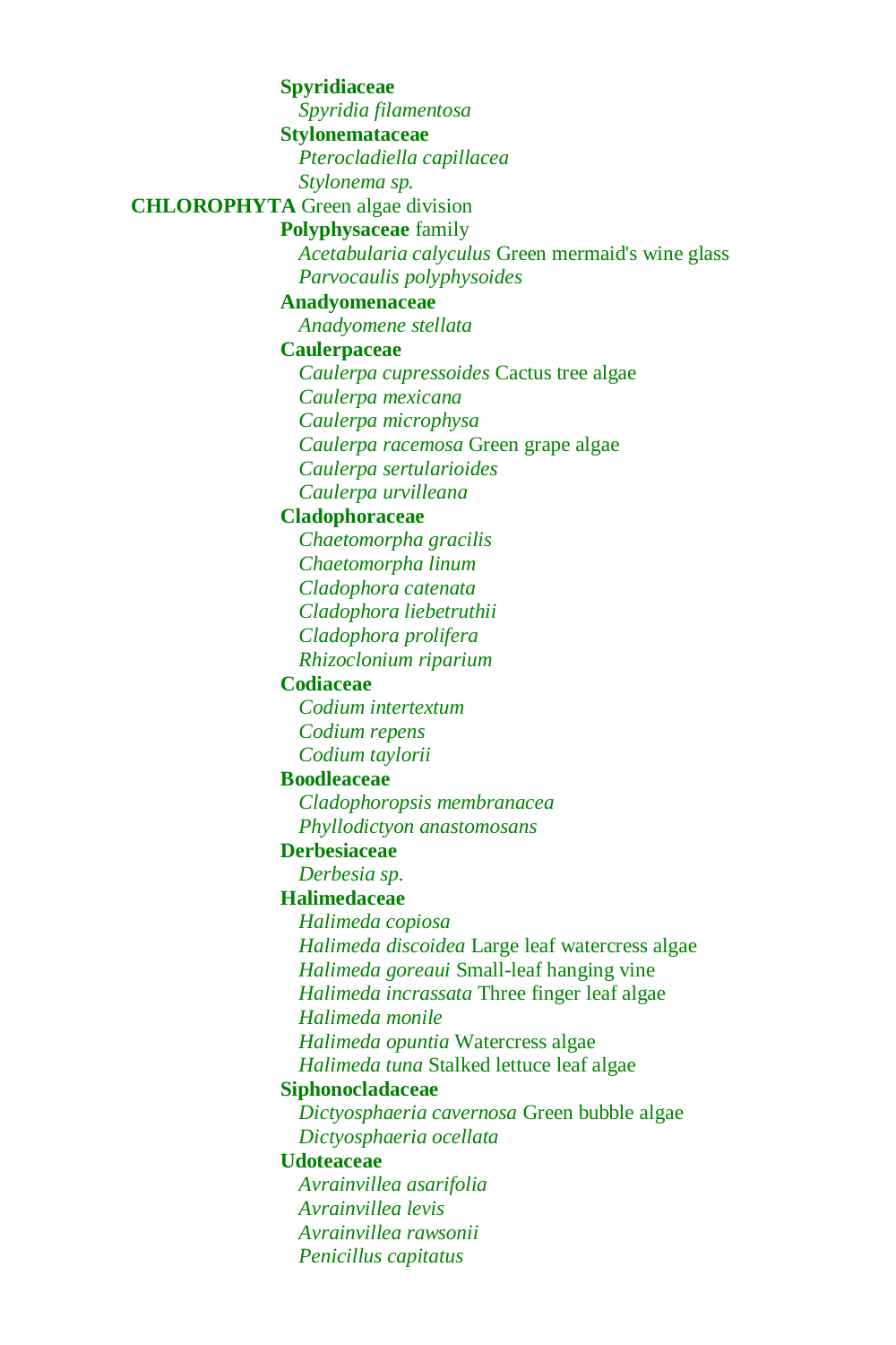**Spyridiaceae**

*Spyridia filamentosa*

**Stylonemataceae**

*Pterocladiella capillacea*

*Stylonema sp.*

**CHLOROPHYTA** Green algae division

**Polyphysaceae** family

*Acetabularia calyculus* Green mermaid's wine glass

*Parvocaulis polyphysoides*

**Anadyomenaceae**

*Anadyomene stellata*

**Caulerpaceae**

*Caulerpa cupressoides* Cactus tree algae

*Caulerpa mexicana*

*Caulerpa microphysa*

*Caulerpa racemosa* Green grape algae

*Caulerpa sertularioides*

*Caulerpa urvilleana*

**Cladophoraceae**

*Chaetomorpha gracilis*

*Chaetomorpha linum*

*Cladophora catenata*

*Cladophora liebetruthii*

*Cladophora prolifera*

*Rhizoclonium riparium*

**Codiaceae**

*Codium intertextum*

*Codium repens*

*Codium taylorii*

**Boodleaceae**

*Cladophoropsis membranacea*

*Phyllodictyon anastomosans*

**Derbesiaceae**

*Derbesia sp.*

**Halimedaceae**

*Halimeda copiosa*

*Halimeda discoidea* Large leaf watercress algae

*Halimeda goreaui* Small-leaf hanging vine

*Halimeda incrassata* Three finger leaf algae

*Halimeda monile*

*Halimeda opuntia* Watercress algae

*Halimeda tuna* Stalked lettuce leaf algae

**Siphonocladaceae**

*Dictyosphaeria cavernosa* Green bubble algae

*Dictyosphaeria ocellata*

**Udoteaceae**

*Avrainvillea asarifolia*

*Avrainvillea levis*

*Avrainvillea rawsonii*

*Penicillus capitatus*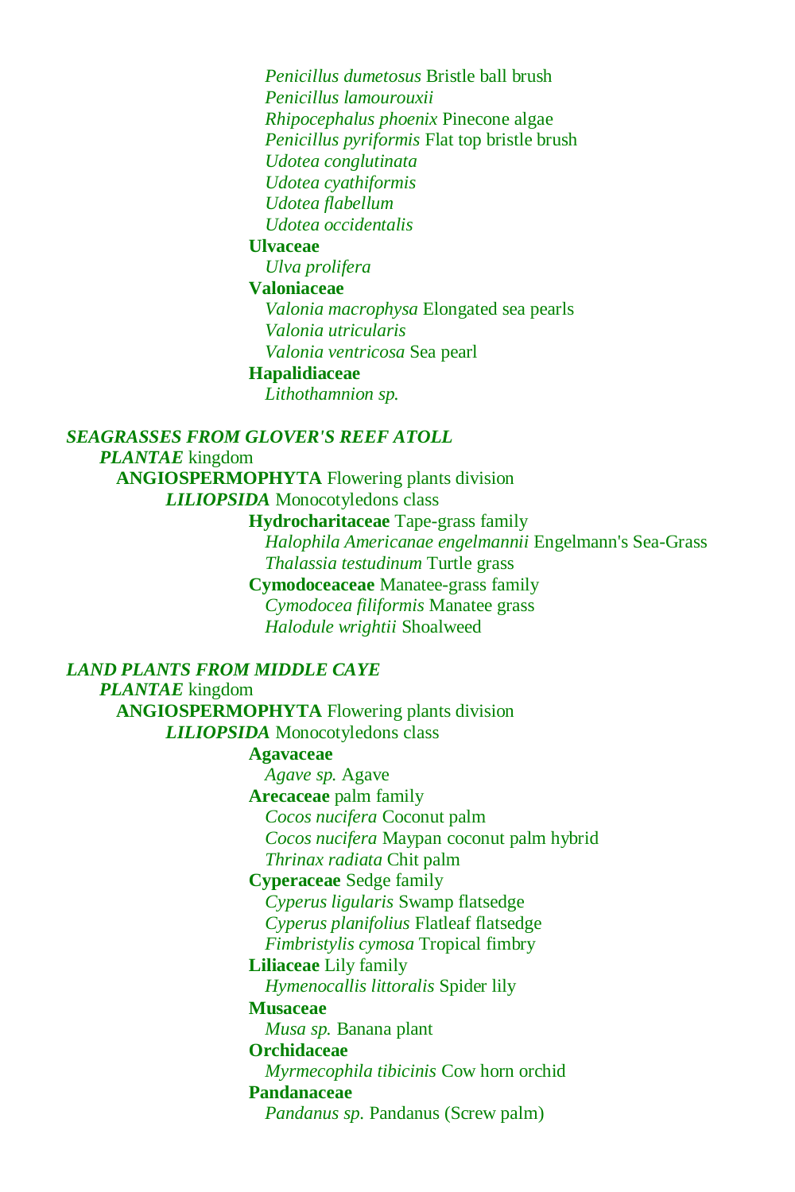*Penicillus dumetosus* Bristle ball brush
*Penicillus lamourouxii*
*Rhipocephalus phoenix* Pinecone algae
*Penicillus pyriformis* Flat top bristle brush
*Udotea conglutinata*
*Udotea cyathiformis*
*Udotea flabellum*
*Udotea occidentalis*

**Ulvaceae**
*Ulva prolifera*

**Valoniaceae**
*Valonia macrophysa* Elongated sea pearls
*Valonia utricularis*
*Valonia ventricosa* Sea pearl

**Hapalidiaceae**
*Lithothamnion sp.*

***SEAGRASSES FROM GLOVER'S REEF ATOLL***

***PLANTAE*** kingdom

**ANGIOSPERMOPHYTA** Flowering plants division

***LILIOPSIDA*** Monocotyledons class

**Hydrocharitaceae** Tape-grass family
*Halophila Americanae engelmannii* Engelmann's Sea-Grass
*Thalassia testudinum* Turtle grass

**Cymodoceaceae** Manatee-grass family
*Cymodocea filiformis* Manatee grass
*Halodule wrightii* Shoalweed

***LAND PLANTS FROM MIDDLE CAYE***

***PLANTAE*** kingdom

**ANGIOSPERMOPHYTA** Flowering plants division

***LILIOPSIDA*** Monocotyledons class

**Agavaceae**
*Agave sp.* Agave

**Arecaceae** palm family
*Cocos nucifera* Coconut palm
*Cocos nucifera* Maypan coconut palm hybrid
*Thrinax radiata* Chit palm

**Cyperaceae** Sedge family
*Cyperus ligularis* Swamp flatsedge
*Cyperus planifolius* Flatleaf flatsedge
*Fimbristylis cymosa* Tropical fimbry

**Liliaceae** Lily family
*Hymenocallis littoralis* Spider lily

**Musaceae**
*Musa sp.* Banana plant

**Orchidaceae**
*Myrmecophila tibicinis* Cow horn orchid

**Pandanaceae**
*Pandanus sp.* Pandanus (Screw palm)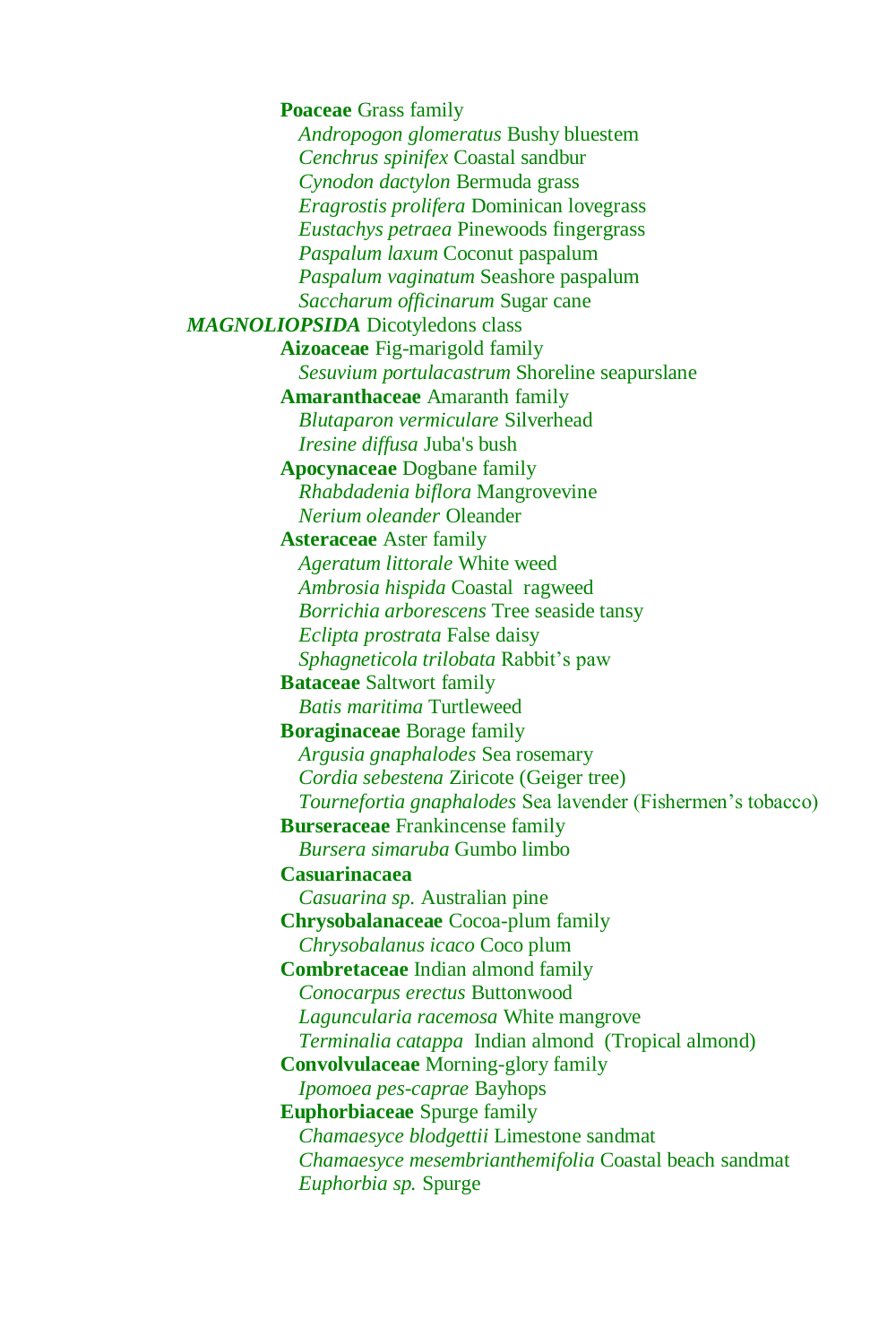**Poaceae** Grass family

*Andropogon glomeratus* Bushy bluestem
*Cenchrus spinifex* Coastal sandbur
*Cynodon dactylon* Bermuda grass
*Eragrostis prolifera* Dominican lovegrass
*Eustachys petraea* Pinewoods fingergrass
*Paspalum laxum* Coconut paspalum
*Paspalum vaginatum* Seashore paspalum
*Saccharum officinarum* Sugar cane

***MAGNOLIOPSIDA*** Dicotyledons class

**Aizoaceae** Fig-marigold family

*Sesuvium portulacastrum* Shoreline seapurslane

**Amaranthaceae** Amaranth family

*Blutaparon vermiculare* Silverhead
*Iresine diffusa* Juba's bush

**Apocynaceae** Dogbane family

*Rhabdadenia biflora* Mangrovevine
*Nerium oleander* Oleander

**Asteraceae** Aster family

*Ageratum littorale* White weed
*Ambrosia hispida* Coastal ragweed
*Borrichia arborescens* Tree seaside tansy
*Eclipta prostrata* False daisy
*Sphagneticola trilobata* Rabbit's paw

**Bataceae** Saltwort family

*Batis maritima* Turtleweed

**Boraginaceae** Borage family

*Argusia gnaphalodes* Sea rosemary
*Cordia sebestena* Ziricote (Geiger tree)
*Tournefortia gnaphalodes* Sea lavender (Fishermen's tobacco)

**Burseraceae** Frankincense family

*Bursera simaruba* Gumbo limbo

**Casuarinacaea**

*Casuarina sp.* Australian pine

**Chrysobalanaceae** Cocoa-plum family

*Chrysobalanus icaco* Coco plum

**Combretaceae** Indian almond family

*Conocarpus erectus* Buttonwood
*Laguncularia racemosa* White mangrove
*Terminalia catappa* Indian almond (Tropical almond)

**Convolvulaceae** Morning-glory family

*Ipomoea pes-caprae* Bayhops

**Euphorbiaceae** Spurge family

*Chamaesyce blodgettii* Limestone sandmat
*Chamaesyce mesembrianthemifolia* Coastal beach sandmat
*Euphorbia sp.* Spurge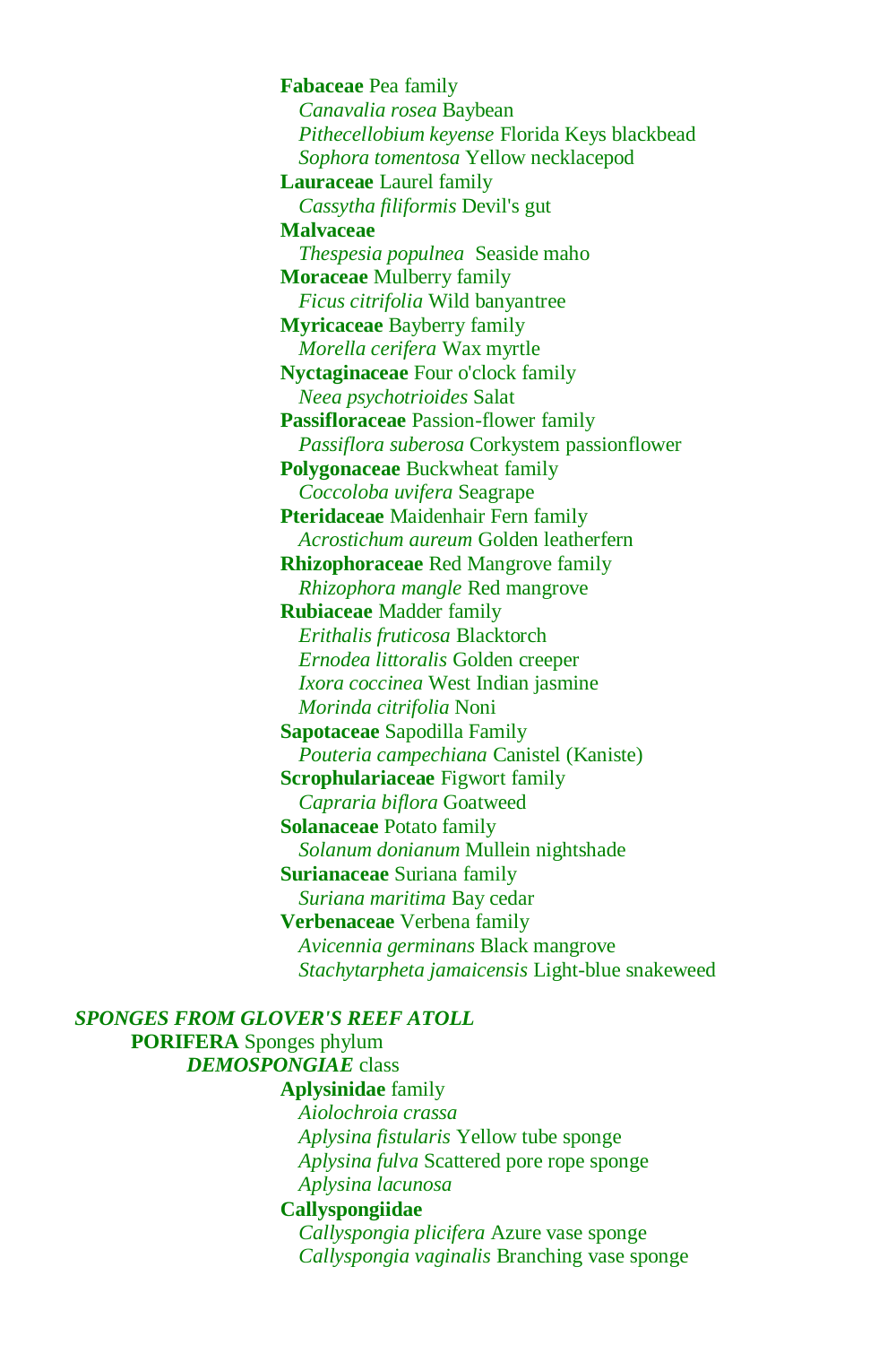**Fabaceae** Pea family
- *Canavalia rosea* Baybean
- *Pithecellobium keyense* Florida Keys blackbead
- *Sophora tomentosa* Yellow necklacepod

**Lauraceae** Laurel family
- *Cassytha filiformis* Devil's gut

**Malvaceae**
- *Thespesia populnea* Seaside maho

**Moraceae** Mulberry family
- *Ficus citrifolia* Wild banyantree

**Myricaceae** Bayberry family
- *Morella cerifera* Wax myrtle

**Nyctaginaceae** Four o'clock family
- *Neea psychotrioides* Salat

**Passifloraceae** Passion-flower family
- *Passiflora suberosa* Corkystem passionflower

**Polygonaceae** Buckwheat family
- *Coccoloba uvifera* Seagrape

**Pteridaceae** Maidenhair Fern family
- *Acrostichum aureum* Golden leatherfern

**Rhizophoraceae** Red Mangrove family
- *Rhizophora mangle* Red mangrove

**Rubiaceae** Madder family
- *Erithalis fruticosa* Blacktorch
- *Ernodea littoralis* Golden creeper
- *Ixora coccinea* West Indian jasmine
- *Morinda citrifolia* Noni

**Sapotaceae** Sapodilla Family
- *Pouteria campechiana* Canistel (Kaniste)

**Scrophulariaceae** Figwort family
- *Capraria biflora* Goatweed

**Solanaceae** Potato family
- *Solanum donianum* Mullein nightshade

**Surianaceae** Suriana family
- *Suriana maritima* Bay cedar

**Verbenaceae** Verbena family
- *Avicennia germinans* Black mangrove
- *Stachytarpheta jamaicensis* Light-blue snakeweed

## *SPONGES FROM GLOVER'S REEF ATOLL*

**PORIFERA** Sponges phylum

***DEMOSPONGIAE*** class

**Aplysinidae** family
- *Aiolochroia crassa*
- *Aplysina fistularis* Yellow tube sponge
- *Aplysina fulva* Scattered pore rope sponge
- *Aplysina lacunosa*

**Callyspongiidae**
- *Callyspongia plicifera* Azure vase sponge
- *Callyspongia vaginalis* Branching vase sponge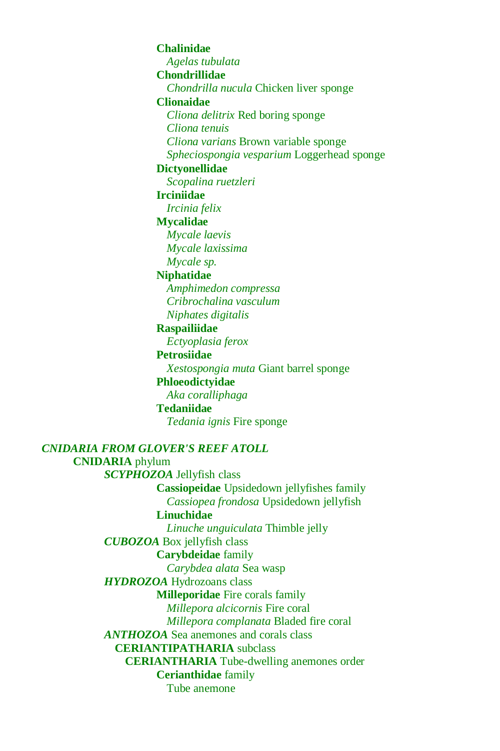**Chalinidae**

*Agelas tubulata*

**Chondrillidae**

*Chondrilla nucula* Chicken liver sponge

**Clionaidae**

*Cliona delitrix* Red boring sponge

*Cliona tenuis*

*Cliona varians* Brown variable sponge

*Spheciospongia vesparium* Loggerhead sponge

**Dictyonellidae**

*Scopalina ruetzleri*

**Irciniidae**

*Ircinia felix*

**Mycalidae**

*Mycale laevis*

*Mycale laxissima*

*Mycale sp.*

**Niphatidae**

*Amphimedon compressa*

*Cribrochalina vasculum*

*Niphates digitalis*

**Raspailiidae**

*Ectyoplasia ferox*

**Petrosiidae**

*Xestospongia muta* Giant barrel sponge

**Phloeodictyidae**

*Aka coralliphaga*

**Tedaniidae**

*Tedania ignis* Fire sponge

## *CNIDARIA FROM GLOVER'S REEF ATOLL*

**CNIDARIA** phylum

***SCYPHOZOA*** Jellyfish class

**Cassiopeidae** Upsidedown jellyfishes family

*Cassiopea frondosa* Upsidedown jellyfish

**Linuchidae**

*Linuche unguiculata* Thimble jelly

***CUBOZOA*** Box jellyfish class

**Carybdeidae** family

*Carybdea alata* Sea wasp

***HYDROZOA*** Hydrozoans class

**Milleporidae** Fire corals family

*Millepora alcicornis* Fire coral

*Millepora complanata* Bladed fire coral

***ANTHOZOA*** Sea anemones and corals class

**CERIANTIPATHARIA** subclass

**CERIANTHARIA** Tube-dwelling anemones order

**Cerianthidae** family

Tube anemone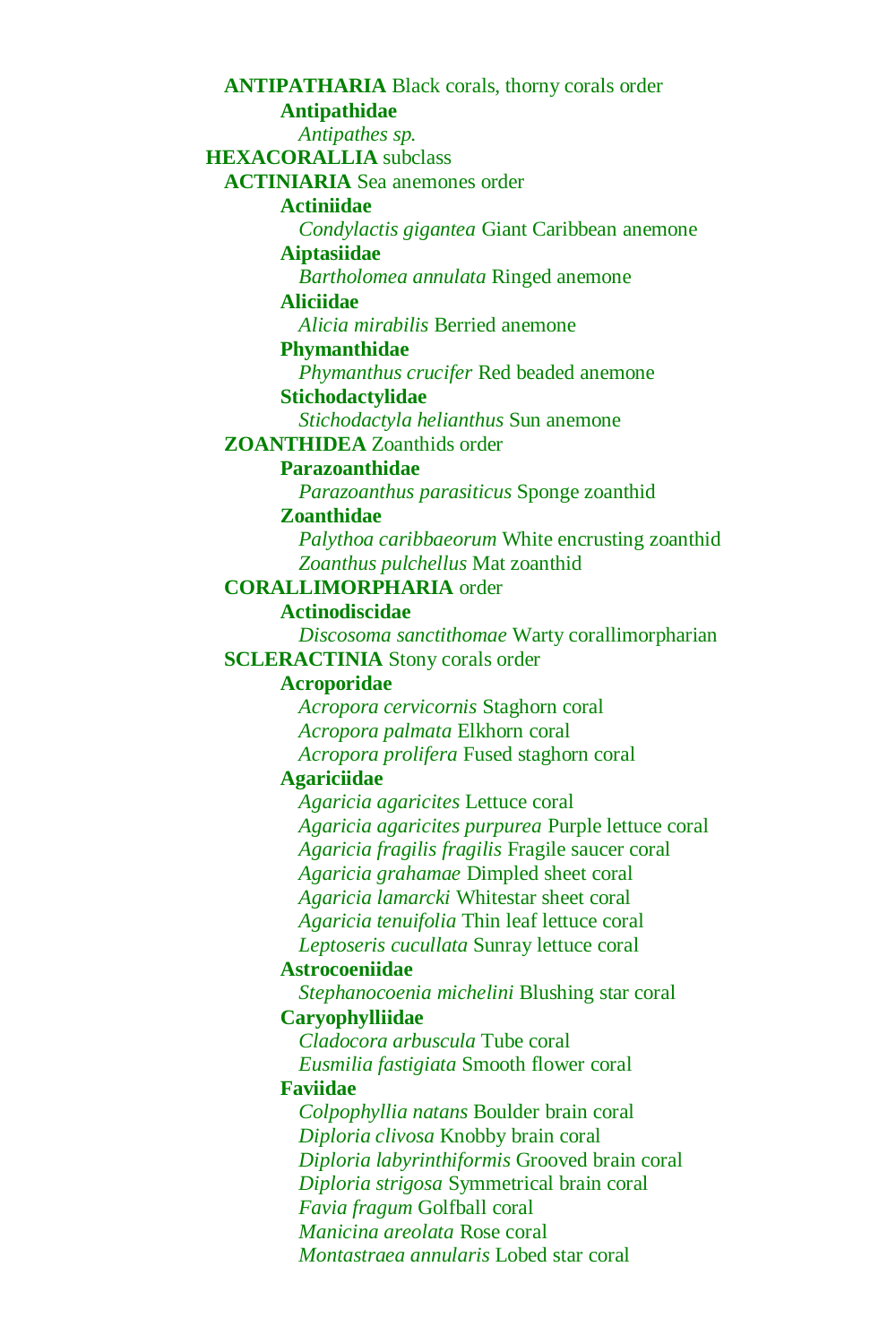**ANTIPATHARIA** Black corals, thorny corals order

**Antipathidae**

*Antipathes sp.*

**HEXACORALLIA** subclass

**ACTINIARIA** Sea anemones order

**Actiniidae**

*Condylactis gigantea* Giant Caribbean anemone

**Aiptasiidae**

*Bartholomea annulata* Ringed anemone

**Aliciidae**

*Alicia mirabilis* Berried anemone

**Phymanthidae**

*Phymanthus crucifer* Red beaded anemone

**Stichodactylidae**

*Stichodactyla helianthus* Sun anemone

**ZOANTHIDEA** Zoanthids order

**Parazoanthidae**

*Parazoanthus parasiticus* Sponge zoanthid

**Zoanthidae**

*Palythoa caribbaeorum* White encrusting zoanthid
*Zoanthus pulchellus* Mat zoanthid

**CORALLIMORPHARIA** order

**Actinodiscidae**

*Discosoma sanctithomae* Warty corallimorpharian

**SCLERACTINIA** Stony corals order

**Acroporidae**

*Acropora cervicornis* Staghorn coral
*Acropora palmata* Elkhorn coral
*Acropora prolifera* Fused staghorn coral

**Agariciidae**

*Agaricia agaricites* Lettuce coral
*Agaricia agaricites purpurea* Purple lettuce coral
*Agaricia fragilis fragilis* Fragile saucer coral
*Agaricia grahamae* Dimpled sheet coral
*Agaricia lamarcki* Whitestar sheet coral
*Agaricia tenuifolia* Thin leaf lettuce coral
*Leptoseris cucullata* Sunray lettuce coral

**Astrocoeniidae**

*Stephanocoenia michelini* Blushing star coral

**Caryophylliidae**

*Cladocora arbuscula* Tube coral
*Eusmilia fastigiata* Smooth flower coral

**Faviidae**

*Colpophyllia natans* Boulder brain coral
*Diploria clivosa* Knobby brain coral
*Diploria labyrinthiformis* Grooved brain coral
*Diploria strigosa* Symmetrical brain coral
*Favia fragum* Golfball coral
*Manicina areolata* Rose coral
*Montastraea annularis* Lobed star coral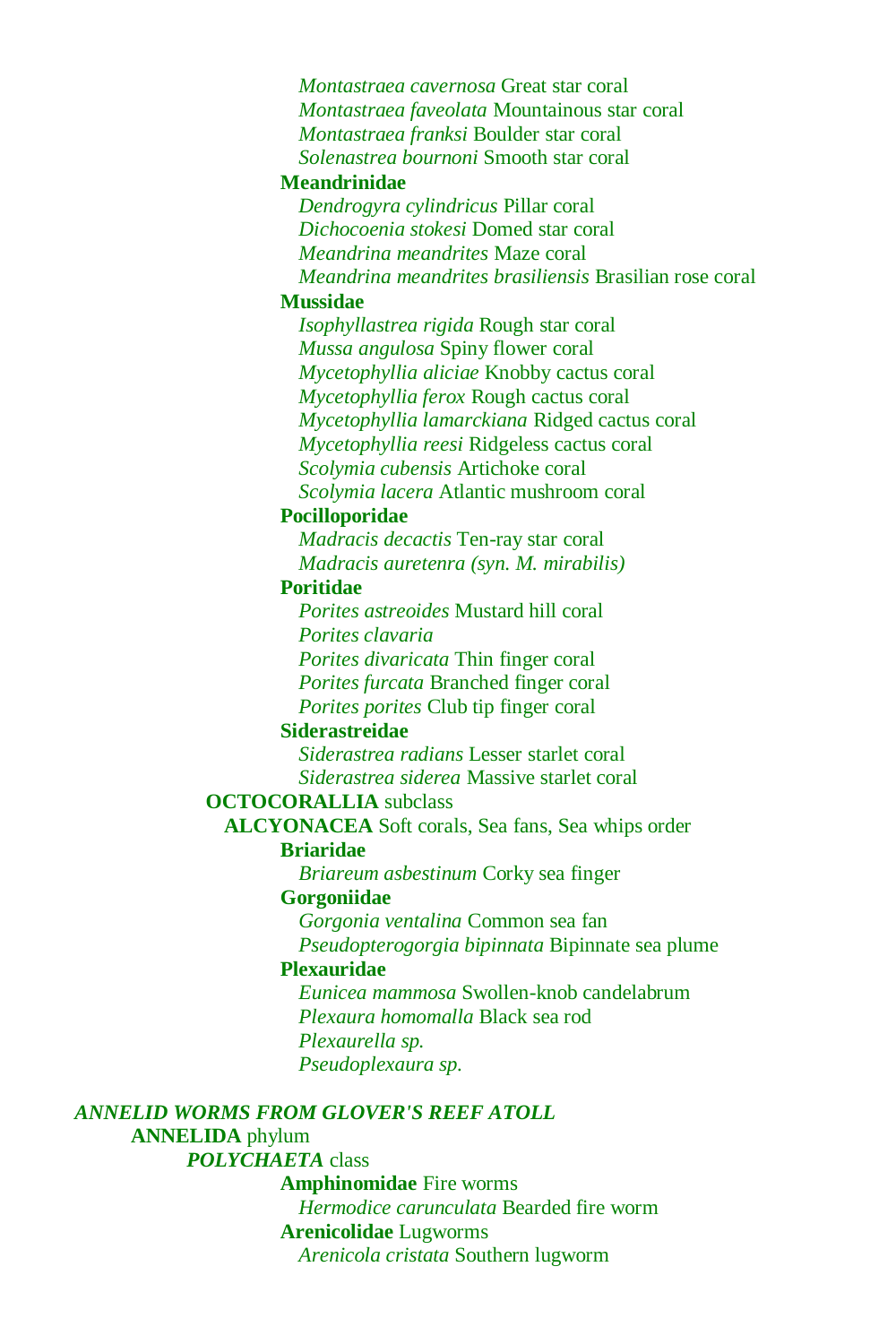*Montastraea cavernosa* Great star coral
*Montastraea faveolata* Mountainous star coral
*Montastraea franksi* Boulder star coral
*Solenastrea bournoni* Smooth star coral

**Meandrinidae**
*Dendrogyra cylindricus* Pillar coral
*Dichocoenia stokesi* Domed star coral
*Meandrina meandrites* Maze coral
*Meandrina meandrites brasiliensis* Brasilian rose coral

**Mussidae**
*Isophyllastrea rigida* Rough star coral
*Mussa angulosa* Spiny flower coral
*Mycetophyllia aliciae* Knobby cactus coral
*Mycetophyllia ferox* Rough cactus coral
*Mycetophyllia lamarckiana* Ridged cactus coral
*Mycetophyllia reesi* Ridgeless cactus coral
*Scolymia cubensis* Artichoke coral
*Scolymia lacera* Atlantic mushroom coral

**Pocilloporidae**
*Madracis decactis* Ten-ray star coral
*Madracis auretenra (syn. M. mirabilis)*

**Poritidae**
*Porites astreoides* Mustard hill coral
*Porites clavaria*
*Porites divaricata* Thin finger coral
*Porites furcata* Branched finger coral
*Porites porites* Club tip finger coral

**Siderastreidae**
*Siderastrea radians* Lesser starlet coral
*Siderastrea siderea* Massive starlet coral

**OCTOCORALLIA** subclass

**ALCYONACEA** Soft corals, Sea fans, Sea whips order

**Briaridae**
*Briareum asbestinum* Corky sea finger

**Gorgoniidae**
*Gorgonia ventalina* Common sea fan
*Pseudopterogorgia bipinnata* Bipinnate sea plume

**Plexauridae**
*Eunicea mammosa* Swollen-knob candelabrum
*Plexaura homomalla* Black sea rod
*Plexaurella sp.*
*Pseudoplexaura sp.*

***ANNELID WORMS FROM GLOVER'S REEF ATOLL***

**ANNELIDA** phylum

***POLYCHAETA*** class

**Amphinomidae** Fire worms
*Hermodice carunculata* Bearded fire worm

**Arenicolidae** Lugworms
*Arenicola cristata* Southern lugworm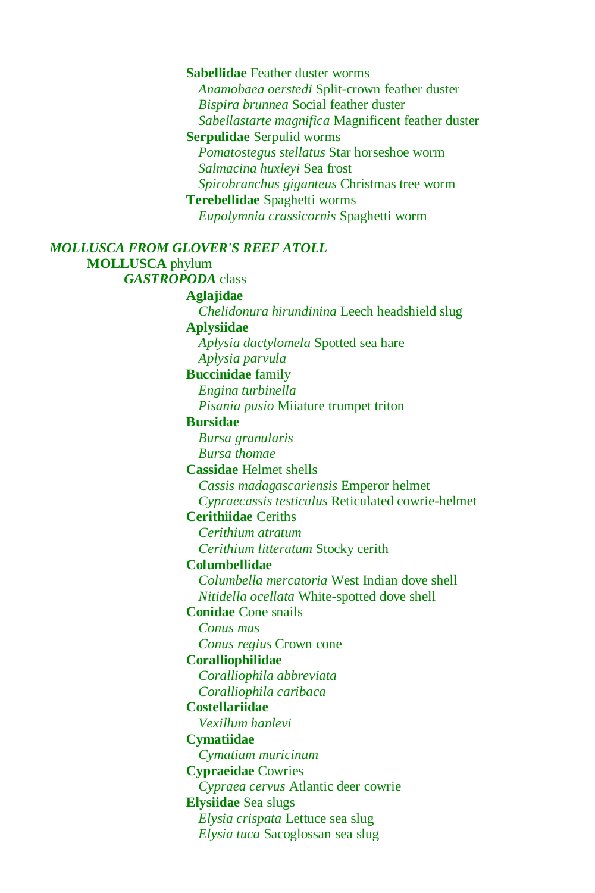**Sabellidae** Feather duster worms

*Anamobaea oerstedi* Split-crown feather duster
*Bispira brunnea* Social feather duster
*Sabellastarte magnifica* Magnificent feather duster

**Serpulidae** Serpulid worms

*Pomatostegus stellatus* Star horseshoe worm
*Salmacina huxleyi* Sea frost
*Spirobranchus giganteus* Christmas tree worm

**Terebellidae** Spaghetti worms

*Eupolymnia crassicornis* Spaghetti worm

***MOLLUSCA FROM GLOVER'S REEF ATOLL***

**MOLLUSCA** phylum

***GASTROPODA*** class

**Aglajidae**

*Chelidonura hirundinina* Leech headshield slug

**Aplysiidae**

*Aplysia dactylomela* Spotted sea hare
*Aplysia parvula*

**Buccinidae** family

*Engina turbinella*
*Pisania pusio* Miiature trumpet triton

**Bursidae**

*Bursa granularis*
*Bursa thomae*

**Cassidae** Helmet shells

*Cassis madagascariensis* Emperor helmet
*Cypraecassis testiculus* Reticulated cowrie-helmet

**Cerithiidae** Ceriths

*Cerithium atratum*
*Cerithium litteratum* Stocky cerith

**Columbellidae**

*Columbella mercatoria* West Indian dove shell
*Nitidella ocellata* White-spotted dove shell

**Conidae** Cone snails

*Conus mus*
*Conus regius* Crown cone

**Coralliophilidae**

*Coralliophila abbreviata*
*Coralliophila caribaca*

**Costellariidae**

*Vexillum hanlevi*

**Cymatiidae**

*Cymatium muricinum*

**Cypraeidae** Cowries

*Cypraea cervus* Atlantic deer cowrie

**Elysiidae** Sea slugs

*Elysia crispata* Lettuce sea slug
*Elysia tuca* Sacoglossan sea slug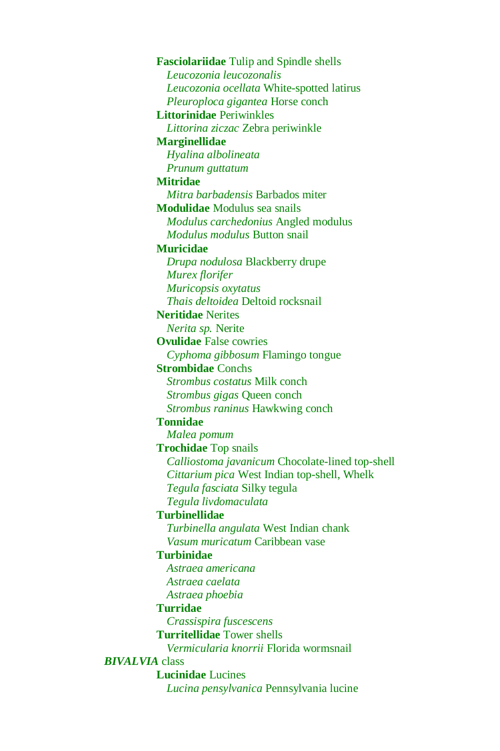**Fasciolariidae** Tulip and Spindle shells
- *Leucozonia leucozonalis*
- *Leucozonia ocellata* White-spotted latirus
- *Pleuroploca gigantea* Horse conch

**Littorinidae** Periwinkles
- *Littorina ziczac* Zebra periwinkle

**Marginellidae**
- *Hyalina albolineata*
- *Prunum guttatum*

**Mitridae**
- *Mitra barbadensis* Barbados miter

**Modulidae** Modulus sea snails
- *Modulus carchedonius* Angled modulus
- *Modulus modulus* Button snail

**Muricidae**
- *Drupa nodulosa* Blackberry drupe
- *Murex florifer*
- *Muricopsis oxytatus*
- *Thais deltoidea* Deltoid rocksnail

**Neritidae** Nerites
- *Nerita sp.* Nerite

**Ovulidae** False cowries
- *Cyphoma gibbosum* Flamingo tongue

**Strombidae** Conchs
- *Strombus costatus* Milk conch
- *Strombus gigas* Queen conch
- *Strombus raninus* Hawkwing conch

**Tonnidae**
- *Malea pomum*

**Trochidae** Top snails
- *Calliostoma javanicum* Chocolate-lined top-shell
- *Cittarium pica* West Indian top-shell, Whelk
- *Tegula fasciata* Silky tegula
- *Tegula livdomaculata*

**Turbinellidae**
- *Turbinella angulata* West Indian chank
- *Vasum muricatum* Caribbean vase

**Turbinidae**
- *Astraea americana*
- *Astraea caelata*
- *Astraea phoebia*

**Turridae**
- *Crassispira fuscescens*

**Turritellidae** Tower shells
- *Vermicularia knorrii* Florida wormsnail

***BIVALVIA*** class

**Lucinidae** Lucines
- *Lucina pensylvanica* Pennsylvania lucine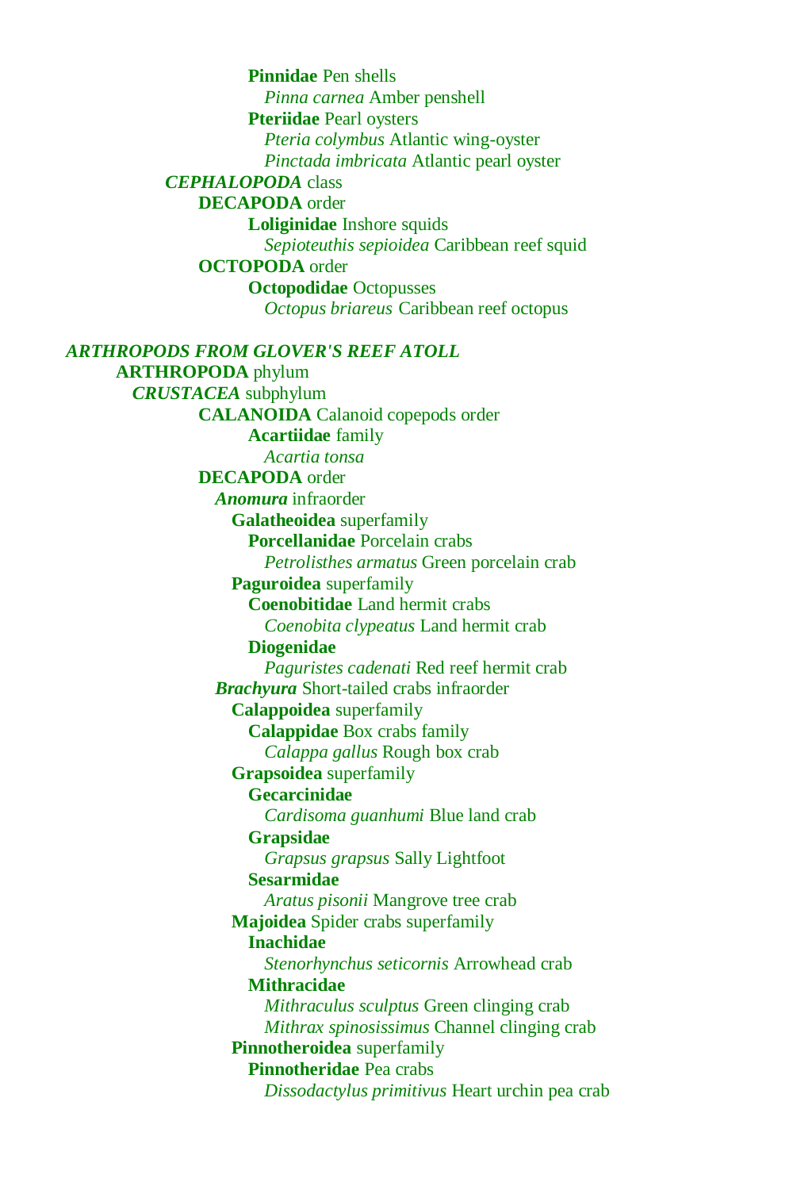**Pinnidae** Pen shells

*Pinna carnea* Amber penshell

**Pteriidae** Pearl oysters

*Pteria colymbus* Atlantic wing-oyster

*Pinctada imbricata* Atlantic pearl oyster

***CEPHALOPODA*** class

**DECAPODA** order

**Loliginidae** Inshore squids

*Sepioteuthis sepioidea* Caribbean reef squid

**OCTOPODA** order

**Octopodidae** Octopusses

*Octopus briareus* Caribbean reef octopus

## *ARTHROPODS FROM GLOVER'S REEF ATOLL*

**ARTHROPODA** phylum

***CRUSTACEA*** subphylum

**CALANOIDA** Calanoid copepods order

**Acartiidae** family

*Acartia tonsa*

**DECAPODA** order

***Anomura*** infraorder

**Galatheoidea** superfamily

**Porcellanidae** Porcelain crabs

*Petrolisthes armatus* Green porcelain crab

**Paguroidea** superfamily

**Coenobitidae** Land hermit crabs

*Coenobita clypeatus* Land hermit crab

**Diogenidae**

*Paguristes cadenati* Red reef hermit crab

***Brachyura*** Short-tailed crabs infraorder

**Calappoidea** superfamily

**Calappidae** Box crabs family

*Calappa gallus* Rough box crab

**Grapsoidea** superfamily

**Gecarcinidae**

*Cardisoma guanhumi* Blue land crab

**Grapsidae**

*Grapsus grapsus* Sally Lightfoot

**Sesarmidae**

*Aratus pisonii* Mangrove tree crab

**Majoidea** Spider crabs superfamily

**Inachidae**

*Stenorhynchus seticornis* Arrowhead crab

**Mithracidae**

*Mithraculus sculptus* Green clinging crab

*Mithrax spinosissimus* Channel clinging crab

**Pinnotheroidea** superfamily

**Pinnotheridae** Pea crabs

*Dissodactylus primitivus* Heart urchin pea crab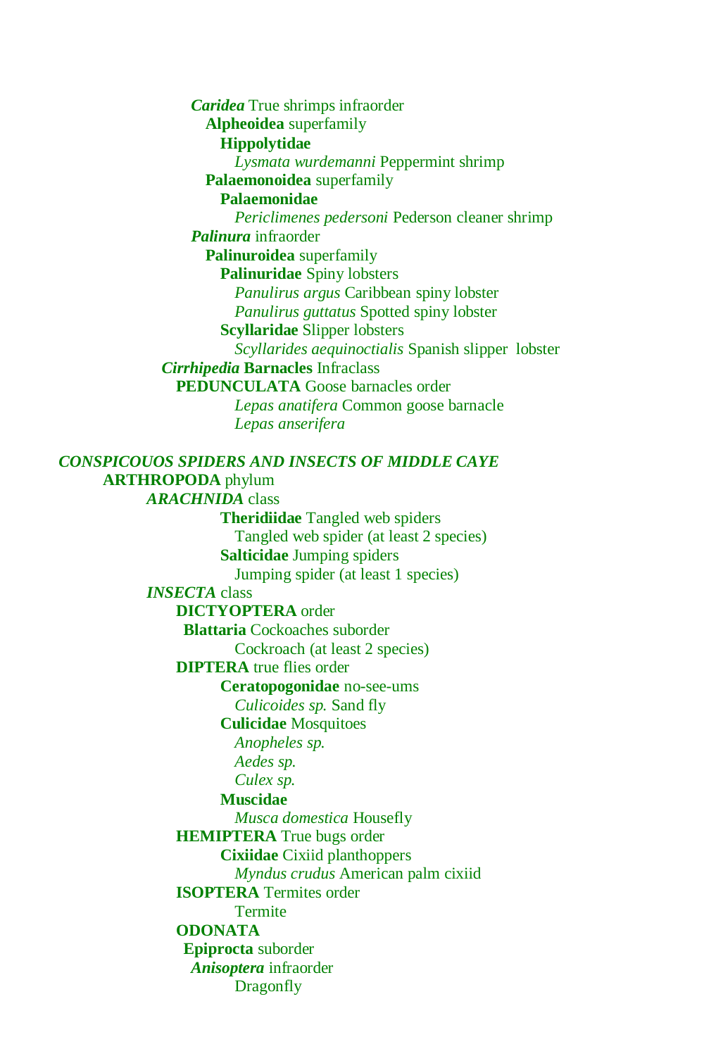***Caridea*** True shrimps infraorder

**Alpheoidea** superfamily

**Hippolytidae**

*Lysmata wurdemanni* Peppermint shrimp

**Palaemonoidea** superfamily

**Palaemonidae**

*Periclimenes pedersoni* Pederson cleaner shrimp

***Palinura*** infraorder

**Palinuroidea** superfamily

**Palinuridae** Spiny lobsters

*Panulirus argus* Caribbean spiny lobster

*Panulirus guttatus* Spotted spiny lobster

**Scyllaridae** Slipper lobsters

*Scyllarides aequinoctialis* Spanish slipper  lobster

***Cirrhipedia*** **Barnacles** Infraclass

**PEDUNCULATA** Goose barnacles order

*Lepas anatifera* Common goose barnacle

*Lepas anserifera*

***CONSPICOUOS SPIDERS AND INSECTS OF MIDDLE CAYE***

**ARTHROPODA** phylum

***ARACHNIDA*** class

**Theridiidae** Tangled web spiders

Tangled web spider (at least 2 species)

**Salticidae** Jumping spiders

Jumping spider (at least 1 species)

***INSECTA*** class

**DICTYOPTERA** order

**Blattaria** Cockoaches suborder

Cockroach (at least 2 species)

**DIPTERA** true flies order

**Ceratopogonidae** no-see-ums

*Culicoides sp.* Sand fly

**Culicidae** Mosquitoes

*Anopheles sp.*

*Aedes sp.*

*Culex sp.*

**Muscidae**

*Musca domestica* Housefly

**HEMIPTERA** True bugs order

**Cixiidae** Cixiid planthoppers

*Myndus crudus* American palm cixiid

**ISOPTERA** Termites order

Termite

**ODONATA**

**Epiprocta** suborder

***Anisoptera*** infraorder

Dragonfly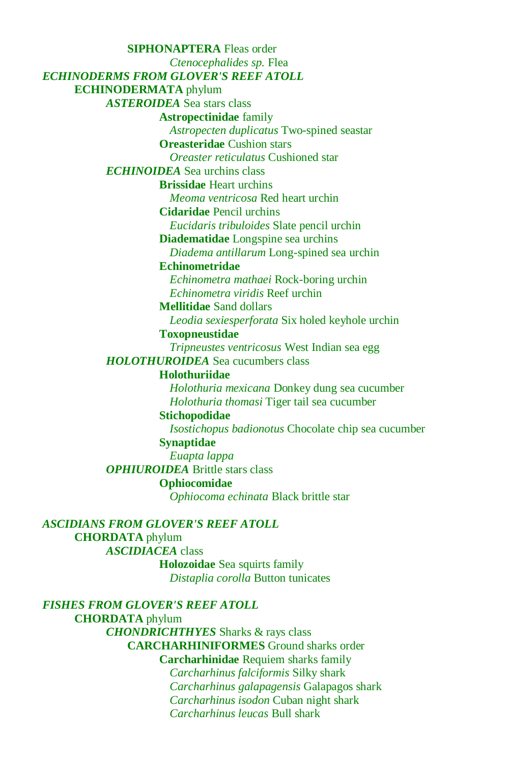**SIPHONAPTERA** Fleas order

*Ctenocephalides sp.* Flea

***ECHINODERMS FROM GLOVER'S REEF ATOLL***

**ECHINODERMATA** phylum

***ASTEROIDEA*** Sea stars class

**Astropectinidae** family

*Astropecten duplicatus* Two-spined seastar

**Oreasteridae** Cushion stars

*Oreaster reticulatus* Cushioned star

***ECHINOIDEA*** Sea urchins class

**Brissidae** Heart urchins

*Meoma ventricosa* Red heart urchin

**Cidaridae** Pencil urchins

*Eucidaris tribuloides* Slate pencil urchin

**Diadematidae** Longspine sea urchins

*Diadema antillarum* Long-spined sea urchin

**Echinometridae**

*Echinometra mathaei* Rock-boring urchin

*Echinometra viridis* Reef urchin

**Mellitidae** Sand dollars

*Leodia sexiesperforata* Six holed keyhole urchin

**Toxopneustidae**

*Tripneustes ventricosus* West Indian sea egg

***HOLOTHUROIDEA*** Sea cucumbers class

**Holothuriidae**

*Holothuria mexicana* Donkey dung sea cucumber

*Holothuria thomasi* Tiger tail sea cucumber

**Stichopodidae**

*Isostichopus badionotus* Chocolate chip sea cucumber

**Synaptidae**

*Euapta lappa*

***OPHIUROIDEA*** Brittle stars class

**Ophiocomidae**

*Ophiocoma echinata* Black brittle star

***ASCIDIANS FROM GLOVER'S REEF ATOLL***

**CHORDATA** phylum

***ASCIDIACEA*** class

**Holozoidae** Sea squirts family

*Distaplia corolla* Button tunicates

***FISHES FROM GLOVER'S REEF ATOLL***

**CHORDATA** phylum

***CHONDRICHTHYES*** Sharks & rays class

**CARCHARHINIFORMES** Ground sharks order

**Carcharhinidae** Requiem sharks family

*Carcharhinus falciformis* Silky shark

*Carcharhinus galapagensis* Galapagos shark

*Carcharhinus isodon* Cuban night shark

*Carcharhinus leucas* Bull shark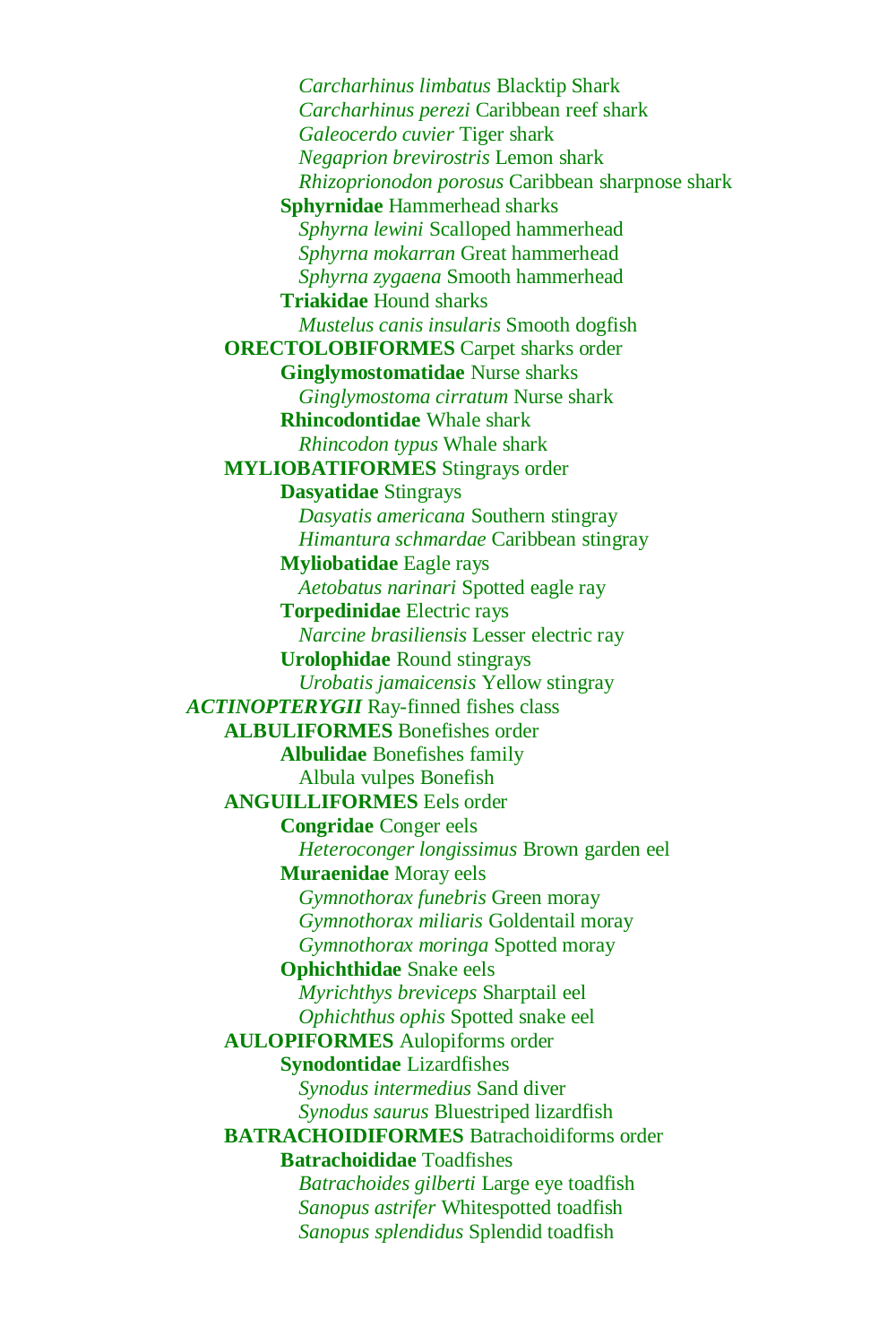*Carcharhinus limbatus* Blacktip Shark
*Carcharhinus perezi* Caribbean reef shark
*Galeocerdo cuvier* Tiger shark
*Negaprion brevirostris* Lemon shark
*Rhizoprionodon porosus* Caribbean sharpnose shark

**Sphyrnidae** Hammerhead sharks
*Sphyrna lewini* Scalloped hammerhead
*Sphyrna mokarran* Great hammerhead
*Sphyrna zygaena* Smooth hammerhead

**Triakidae** Hound sharks
*Mustelus canis insularis* Smooth dogfish

**ORECTOLOBIFORMES** Carpet sharks order

**Ginglymostomatidae** Nurse sharks
*Ginglymostoma cirratum* Nurse shark

**Rhincodontidae** Whale shark
*Rhincodon typus* Whale shark

**MYLIOBATIFORMES** Stingrays order

**Dasyatidae** Stingrays
*Dasyatis americana* Southern stingray
*Himantura schmardae* Caribbean stingray

**Myliobatidae** Eagle rays
*Aetobatus narinari* Spotted eagle ray

**Torpedinidae** Electric rays
*Narcine brasiliensis* Lesser electric ray

**Urolophidae** Round stingrays
*Urobatis jamaicensis* Yellow stingray

***ACTINOPTERYGII*** Ray-finned fishes class

**ALBULIFORMES** Bonefishes order

**Albulidae** Bonefishes family
Albula vulpes Bonefish

**ANGUILLIFORMES** Eels order

**Congridae** Conger eels
*Heteroconger longissimus* Brown garden eel

**Muraenidae** Moray eels
*Gymnothorax funebris* Green moray
*Gymnothorax miliaris* Goldentail moray
*Gymnothorax moringa* Spotted moray

**Ophichthidae** Snake eels
*Myrichthys breviceps* Sharptail eel
*Ophichthus ophis* Spotted snake eel

**AULOPIFORMES** Aulopiforms order

**Synodontidae** Lizardfishes
*Synodus intermedius* Sand diver
*Synodus saurus* Bluestriped lizardfish

**BATRACHOIDIFORMES** Batrachoidiforms order

**Batrachoididae** Toadfishes
*Batrachoides gilberti* Large eye toadfish
*Sanopus astrifer* Whitespotted toadfish
*Sanopus splendidus* Splendid toadfish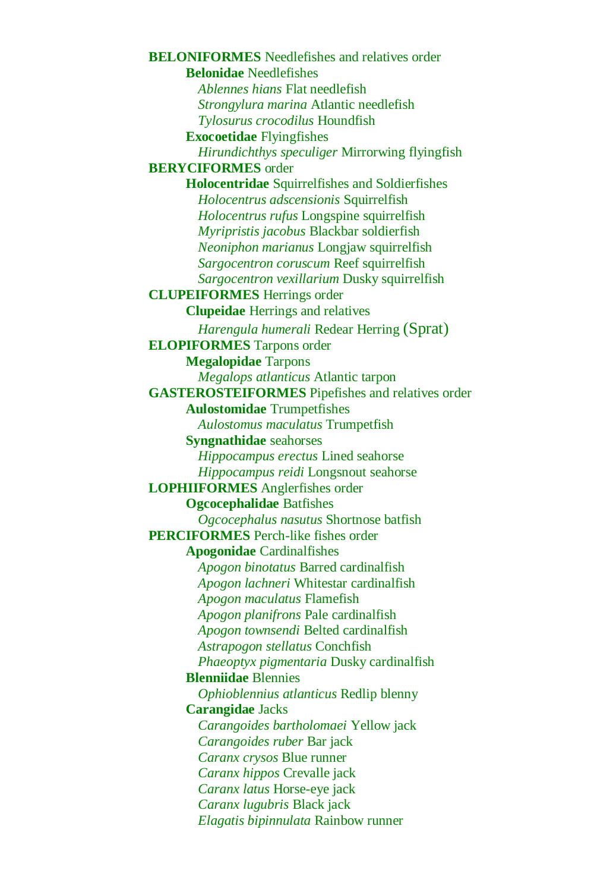**BELONIFORMES** Needlefishes and relatives order

- **Belonidae** Needlefishes
  - *Ablennes hians* Flat needlefish
  - *Strongylura marina* Atlantic needlefish
  - *Tylosurus crocodilus* Houndfish
- **Exocoetidae** Flyingfishes
  - *Hirundichthys speculiger* Mirrorwing flyingfish

**BERYCIFORMES** order

- **Holocentridae** Squirrelfishes and Soldierfishes
  - *Holocentrus adscensionis* Squirrelfish
  - *Holocentrus rufus* Longspine squirrelfish
  - *Myripristis jacobus* Blackbar soldierfish
  - *Neoniphon marianus* Longjaw squirrelfish
  - *Sargocentron coruscum* Reef squirrelfish
  - *Sargocentron vexillarium* Dusky squirrelfish

**CLUPEIFORMES** Herrings order

- **Clupeidae** Herrings and relatives
  - *Harengula humerali* Redear Herring (Sprat)

**ELOPIFORMES** Tarpons order

- **Megalopidae** Tarpons
  - *Megalops atlanticus* Atlantic tarpon

**GASTEROSTEIFORMES** Pipefishes and relatives order

- **Aulostomidae** Trumpetfishes
  - *Aulostomus maculatus* Trumpetfish
- **Syngnathidae** seahorses
  - *Hippocampus erectus* Lined seahorse
  - *Hippocampus reidi* Longsnout seahorse

**LOPHIIFORMES** Anglerfishes order

- **Ogcocephalidae** Batfishes
  - *Ogcocephalus nasutus* Shortnose batfish

**PERCIFORMES** Perch-like fishes order

- **Apogonidae** Cardinalfishes
  - *Apogon binotatus* Barred cardinalfish
  - *Apogon lachneri* Whitestar cardinalfish
  - *Apogon maculatus* Flamefish
  - *Apogon planifrons* Pale cardinalfish
  - *Apogon townsendi* Belted cardinalfish
  - *Astrapogon stellatus* Conchfish
  - *Phaeoptyx pigmentaria* Dusky cardinalfish
- **Blenniidae** Blennies
  - *Ophioblennius atlanticus* Redlip blenny
- **Carangidae** Jacks
  - *Carangoides bartholomaei* Yellow jack
  - *Carangoides ruber* Bar jack
  - *Caranx crysos* Blue runner
  - *Caranx hippos* Crevalle jack
  - *Caranx latus* Horse-eye jack
  - *Caranx lugubris* Black jack
  - *Elagatis bipinnulata* Rainbow runner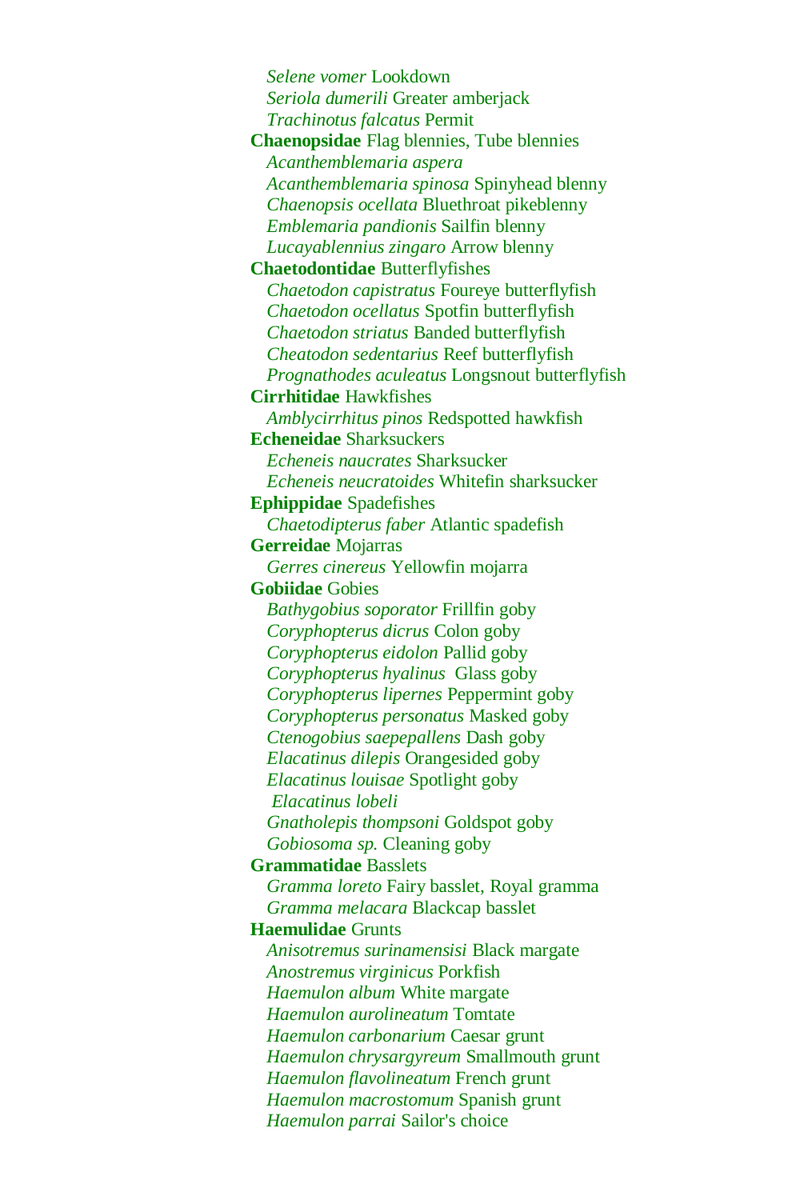*Selene vomer* Lookdown
*Seriola dumerili* Greater amberjack
*Trachinotus falcatus* Permit

**Chaenopsidae** Flag blennies, Tube blennies
*Acanthemblemaria aspera*
*Acanthemblemaria spinosa* Spinyhead blenny
*Chaenopsis ocellata* Bluethroat pikeblenny
*Emblemaria pandionis* Sailfin blenny
*Lucayablennius zingaro* Arrow blenny

**Chaetodontidae** Butterflyfishes
*Chaetodon capistratus* Foureye butterflyfish
*Chaetodon ocellatus* Spotfin butterflyfish
*Chaetodon striatus* Banded butterflyfish
*Cheatodon sedentarius* Reef butterflyfish
*Prognathodes aculeatus* Longsnout butterflyfish

**Cirrhitidae** Hawkfishes
*Amblycirrhitus pinos* Redspotted hawkfish

**Echeneidae** Sharksuckers
*Echeneis naucrates* Sharksucker
*Echeneis neucratoides* Whitefin sharksucker

**Ephippidae** Spadefishes
*Chaetodipterus faber* Atlantic spadefish

**Gerreidae** Mojarras
*Gerres cinereus* Yellowfin mojarra

**Gobiidae** Gobies
*Bathygobius soporator* Frillfin goby
*Coryphopterus dicrus* Colon goby
*Coryphopterus eidolon* Pallid goby
*Coryphopterus hyalinus* Glass goby
*Coryphopterus lipernes* Peppermint goby
*Coryphopterus personatus* Masked goby
*Ctenogobius saepepallens* Dash goby
*Elacatinus dilepis* Orangesided goby
*Elacatinus louisae* Spotlight goby
*Elacatinus lobeli*
*Gnatholepis thompsoni* Goldspot goby
*Gobiosoma sp.* Cleaning goby

**Grammatidae** Basslets
*Gramma loreto* Fairy basslet, Royal gramma
*Gramma melacara* Blackcap basslet

**Haemulidae** Grunts
*Anisotremus surinamensisi* Black margate
*Anostremus virginicus* Porkfish
*Haemulon album* White margate
*Haemulon aurolineatum* Tomtate
*Haemulon carbonarium* Caesar grunt
*Haemulon chrysargyreum* Smallmouth grunt
*Haemulon flavolineatum* French grunt
*Haemulon macrostomum* Spanish grunt
*Haemulon parrai* Sailor's choice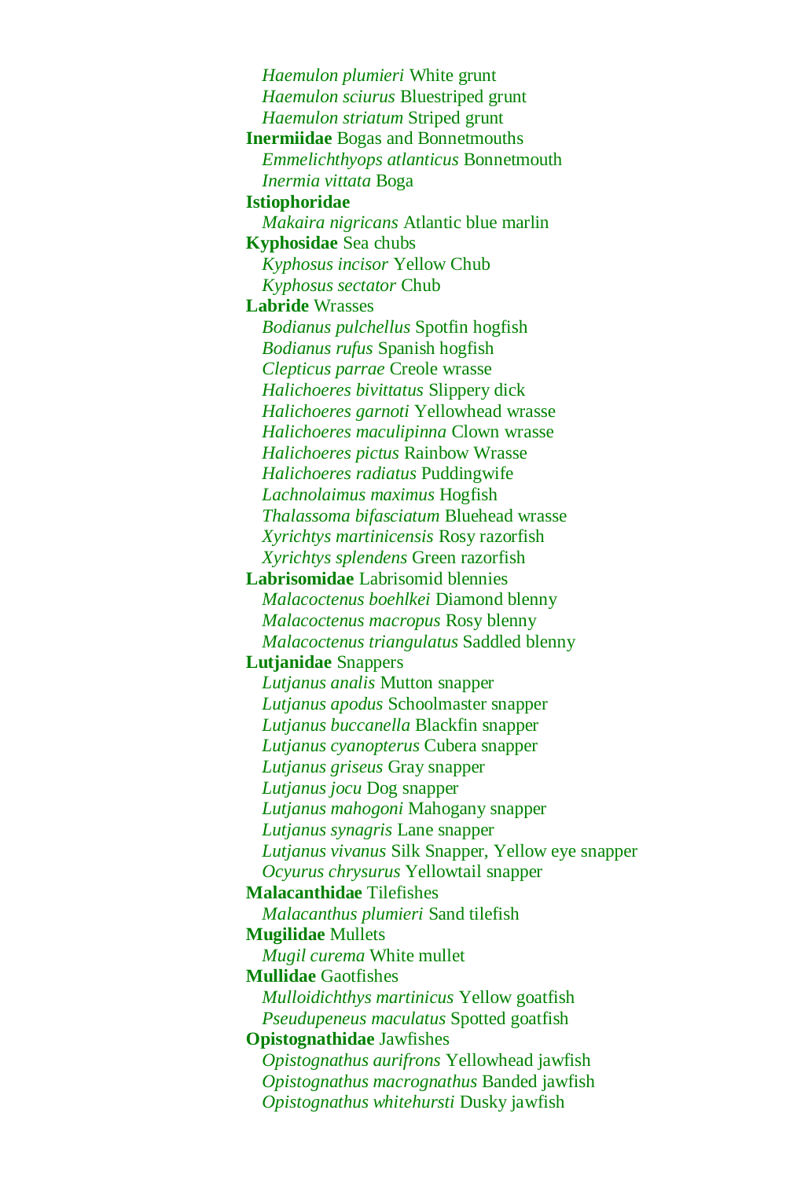*Haemulon plumieri* White grunt
*Haemulon sciurus* Bluestriped grunt
*Haemulon striatum* Striped grunt

**Inermiidae** Bogas and Bonnetmouths
*Emmelichthyops atlanticus* Bonnetmouth
*Inermia vittata* Boga

**Istiophoridae**
*Makaira nigricans* Atlantic blue marlin

**Kyphosidae** Sea chubs
*Kyphosus incisor* Yellow Chub
*Kyphosus sectator* Chub

**Labride** Wrasses
*Bodianus pulchellus* Spotfin hogfish
*Bodianus rufus* Spanish hogfish
*Clepticus parrae* Creole wrasse
*Halichoeres bivittatus* Slippery dick
*Halichoeres garnoti* Yellowhead wrasse
*Halichoeres maculipinna* Clown wrasse
*Halichoeres pictus* Rainbow Wrasse
*Halichoeres radiatus* Puddingwife
*Lachnolaimus maximus* Hogfish
*Thalassoma bifasciatum* Bluehead wrasse
*Xyrichtys martinicensis* Rosy razorfish
*Xyrichtys splendens* Green razorfish

**Labrisomidae** Labrisomid blennies
*Malacoctenus boehlkei* Diamond blenny
*Malacoctenus macropus* Rosy blenny
*Malacoctenus triangulatus* Saddled blenny

**Lutjanidae** Snappers
*Lutjanus analis* Mutton snapper
*Lutjanus apodus* Schoolmaster snapper
*Lutjanus buccanella* Blackfin snapper
*Lutjanus cyanopterus* Cubera snapper
*Lutjanus griseus* Gray snapper
*Lutjanus jocu* Dog snapper
*Lutjanus mahogoni* Mahogany snapper
*Lutjanus synagris* Lane snapper
*Lutjanus vivanus* Silk Snapper, Yellow eye snapper
*Ocyurus chrysurus* Yellowtail snapper

**Malacanthidae** Tilefishes
*Malacanthus plumieri* Sand tilefish

**Mugilidae** Mullets
*Mugil curema* White mullet

**Mullidae** Gaotfishes
*Mulloidichthys martinicus* Yellow goatfish
*Pseudupeneus maculatus* Spotted goatfish

**Opistognathidae** Jawfishes
*Opistognathus aurifrons* Yellowhead jawfish
*Opistognathus macrognathus* Banded jawfish
*Opistognathus whitehursti* Dusky jawfish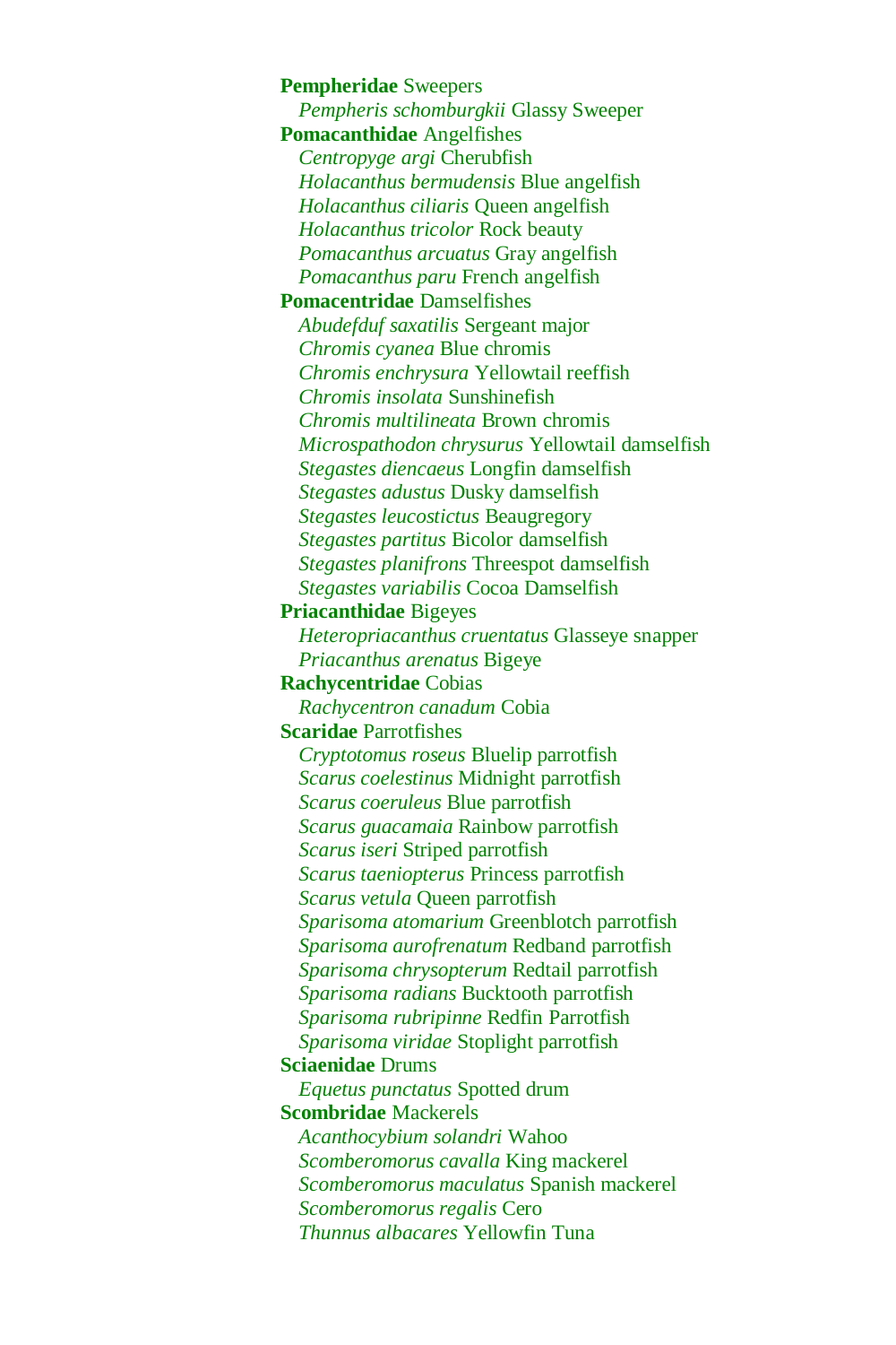**Pempheridae** Sweepers
- *Pempheris schomburgkii* Glassy Sweeper

**Pomacanthidae** Angelfishes
- *Centropyge argi* Cherubfish
- *Holacanthus bermudensis* Blue angelfish
- *Holacanthus ciliaris* Queen angelfish
- *Holacanthus tricolor* Rock beauty
- *Pomacanthus arcuatus* Gray angelfish
- *Pomacanthus paru* French angelfish

**Pomacentridae** Damselfishes
- *Abudefduf saxatilis* Sergeant major
- *Chromis cyanea* Blue chromis
- *Chromis enchrysura* Yellowtail reeffish
- *Chromis insolata* Sunshinefish
- *Chromis multilineata* Brown chromis
- *Microspathodon chrysurus* Yellowtail damselfish
- *Stegastes diencaeus* Longfin damselfish
- *Stegastes adustus* Dusky damselfish
- *Stegastes leucostictus* Beaugregory
- *Stegastes partitus* Bicolor damselfish
- *Stegastes planifrons* Threespot damselfish
- *Stegastes variabilis* Cocoa Damselfish

**Priacanthidae** Bigeyes
- *Heteropriacanthus cruentatus* Glasseye snapper
- *Priacanthus arenatus* Bigeye

**Rachycentridae** Cobias
- *Rachycentron canadum* Cobia

**Scaridae** Parrotfishes
- *Cryptotomus roseus* Bluelip parrotfish
- *Scarus coelestinus* Midnight parrotfish
- *Scarus coeruleus* Blue parrotfish
- *Scarus guacamaia* Rainbow parrotfish
- *Scarus iseri* Striped parrotfish
- *Scarus taeniopterus* Princess parrotfish
- *Scarus vetula* Queen parrotfish
- *Sparisoma atomarium* Greenblotch parrotfish
- *Sparisoma aurofrenatum* Redband parrotfish
- *Sparisoma chrysopterum* Redtail parrotfish
- *Sparisoma radians* Bucktooth parrotfish
- *Sparisoma rubripinne* Redfin Parrotfish
- *Sparisoma viridae* Stoplight parrotfish

**Sciaenidae** Drums
- *Equetus punctatus* Spotted drum

**Scombridae** Mackerels
- *Acanthocybium solandri* Wahoo
- *Scomberomorus cavalla* King mackerel
- *Scomberomorus maculatus* Spanish mackerel
- *Scomberomorus regalis* Cero
- *Thunnus albacares* Yellowfin Tuna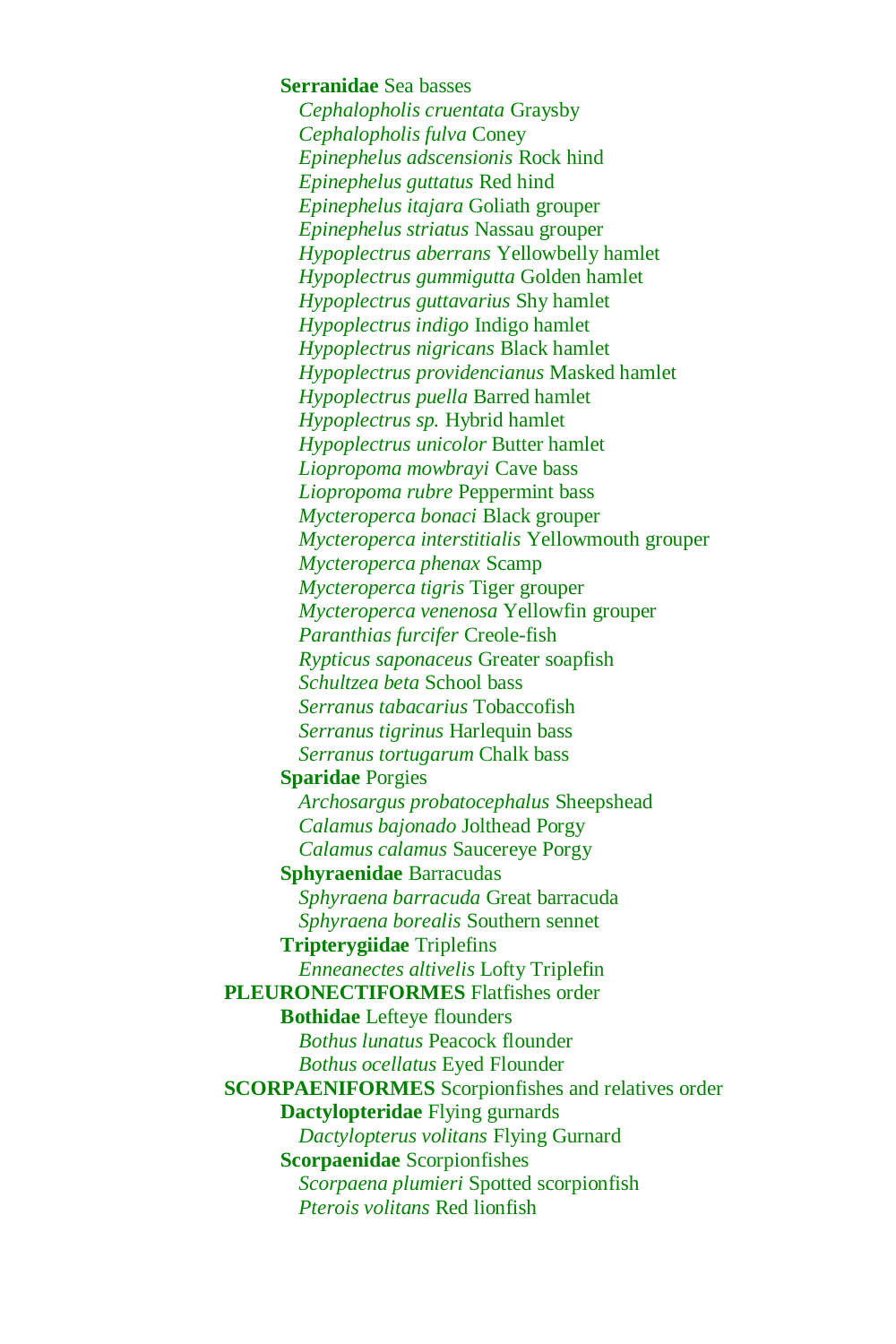**Serranidae** Sea basses

- *Cephalopholis cruentata* Graysby
- *Cephalopholis fulva* Coney
- *Epinephelus adscensionis* Rock hind
- *Epinephelus guttatus* Red hind
- *Epinephelus itajara* Goliath grouper
- *Epinephelus striatus* Nassau grouper
- *Hypoplectrus aberrans* Yellowbelly hamlet
- *Hypoplectrus gummigutta* Golden hamlet
- *Hypoplectrus guttavarius* Shy hamlet
- *Hypoplectrus indigo* Indigo hamlet
- *Hypoplectrus nigricans* Black hamlet
- *Hypoplectrus providencianus* Masked hamlet
- *Hypoplectrus puella* Barred hamlet
- *Hypoplectrus sp.* Hybrid hamlet
- *Hypoplectrus unicolor* Butter hamlet
- *Liopropoma mowbrayi* Cave bass
- *Liopropoma rubre* Peppermint bass
- *Mycteroperca bonaci* Black grouper
- *Mycteroperca interstitialis* Yellowmouth grouper
- *Mycteroperca phenax* Scamp
- *Mycteroperca tigris* Tiger grouper
- *Mycteroperca venenosa* Yellowfin grouper
- *Paranthias furcifer* Creole-fish
- *Rypticus saponaceus* Greater soapfish
- *Schultzea beta* School bass
- *Serranus tabacarius* Tobaccofish
- *Serranus tigrinus* Harlequin bass
- *Serranus tortugarum* Chalk bass

**Sparidae** Porgies

- *Archosargus probatocephalus* Sheepshead
- *Calamus bajonado* Jolthead Porgy
- *Calamus calamus* Saucereye Porgy

**Sphyraenidae** Barracudas

- *Sphyraena barracuda* Great barracuda
- *Sphyraena borealis* Southern sennet

**Tripterygiidae** Triplefins

- *Enneanectes altivelis* Lofty Triplefin

**PLEURONECTIFORMES** Flatfishes order

**Bothidae** Lefteye flounders

- *Bothus lunatus* Peacock flounder
- *Bothus ocellatus* Eyed Flounder

**SCORPAENIFORMES** Scorpionfishes and relatives order

**Dactylopteridae** Flying gurnards

- *Dactylopterus volitans* Flying Gurnard

**Scorpaenidae** Scorpionfishes

- *Scorpaena plumieri* Spotted scorpionfish
- *Pterois volitans* Red lionfish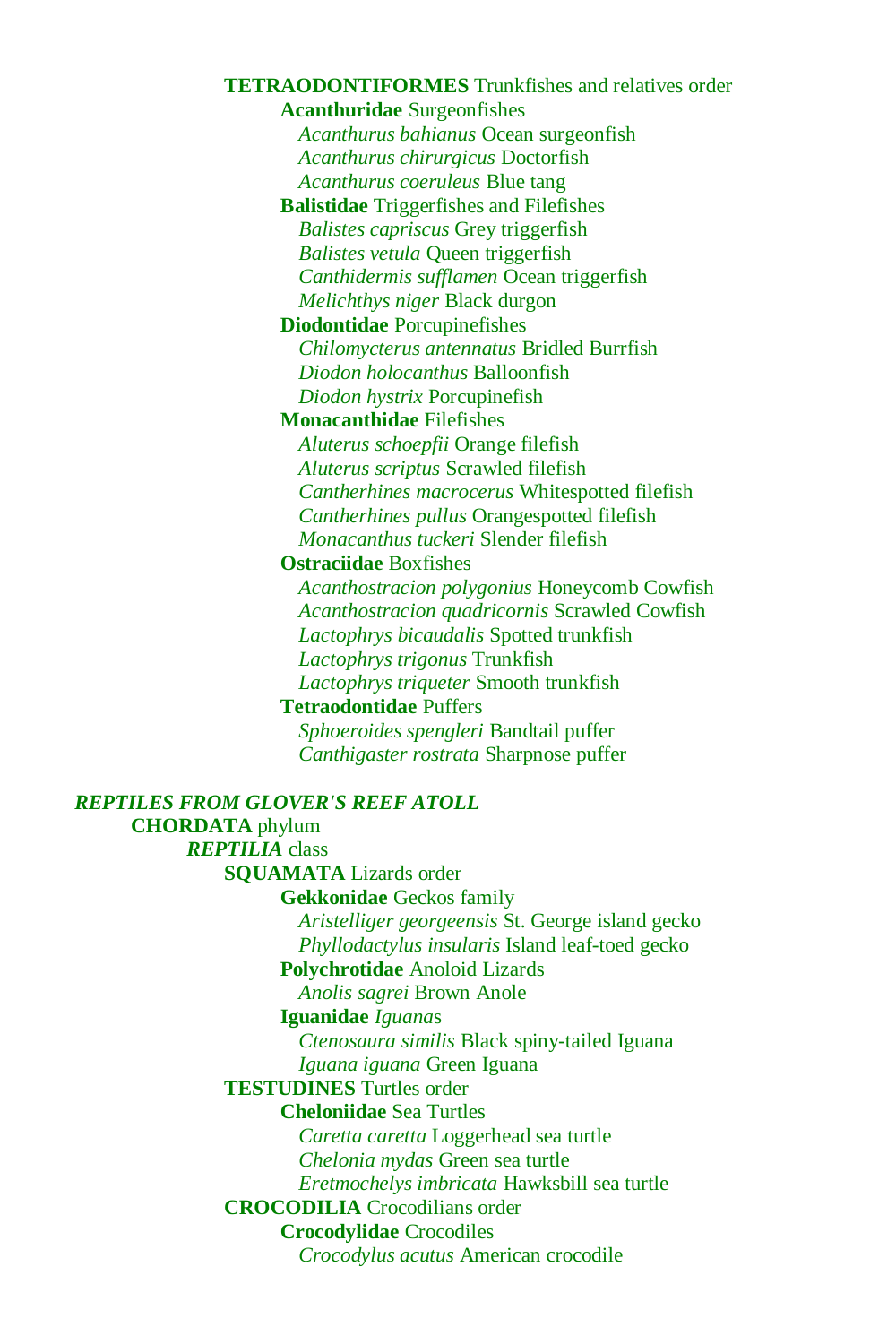**TETRAODONTIFORMES** Trunkfishes and relatives order

**Acanthuridae** Surgeonfishes

*Acanthurus bahianus* Ocean surgeonfish
*Acanthurus chirurgicus* Doctorfish
*Acanthurus coeruleus* Blue tang

**Balistidae** Triggerfishes and Filefishes

*Balistes capriscus* Grey triggerfish
*Balistes vetula* Queen triggerfish
*Canthidermis sufflamen* Ocean triggerfish
*Melichthys niger* Black durgon

**Diodontidae** Porcupinefishes

*Chilomycterus antennatus* Bridled Burrfish
*Diodon holocanthus* Balloonfish
*Diodon hystrix* Porcupinefish

**Monacanthidae** Filefishes

*Aluterus schoepfii* Orange filefish
*Aluterus scriptus* Scrawled filefish
*Cantherhines macrocerus* Whitespotted filefish
*Cantherhines pullus* Orangespotted filefish
*Monacanthus tuckeri* Slender filefish

**Ostraciidae** Boxfishes

*Acanthostracion polygonius* Honeycomb Cowfish
*Acanthostracion quadricornis* Scrawled Cowfish
*Lactophrys bicaudalis* Spotted trunkfish
*Lactophrys trigonus* Trunkfish
*Lactophrys triqueter* Smooth trunkfish

**Tetraodontidae** Puffers

*Sphoeroides spengleri* Bandtail puffer
*Canthigaster rostrata* Sharpnose puffer

***REPTILES FROM GLOVER'S REEF ATOLL***

**CHORDATA** phylum

***REPTILIA*** class

**SQUAMATA** Lizards order

**Gekkonidae** Geckos family

*Aristelliger georgeensis* St. George island gecko
*Phyllodactylus insularis* Island leaf-toed gecko

**Polychrotidae** Anoloid Lizards

*Anolis sagrei* Brown Anole

**Iguanidae** *Iguana*s

*Ctenosaura similis* Black spiny-tailed Iguana
*Iguana iguana* Green Iguana

**TESTUDINES** Turtles order

**Cheloniidae** Sea Turtles

*Caretta caretta* Loggerhead sea turtle
*Chelonia mydas* Green sea turtle
*Eretmochelys imbricata* Hawksbill sea turtle

**CROCODILIA** Crocodilians order

**Crocodylidae** Crocodiles

*Crocodylus acutus* American crocodile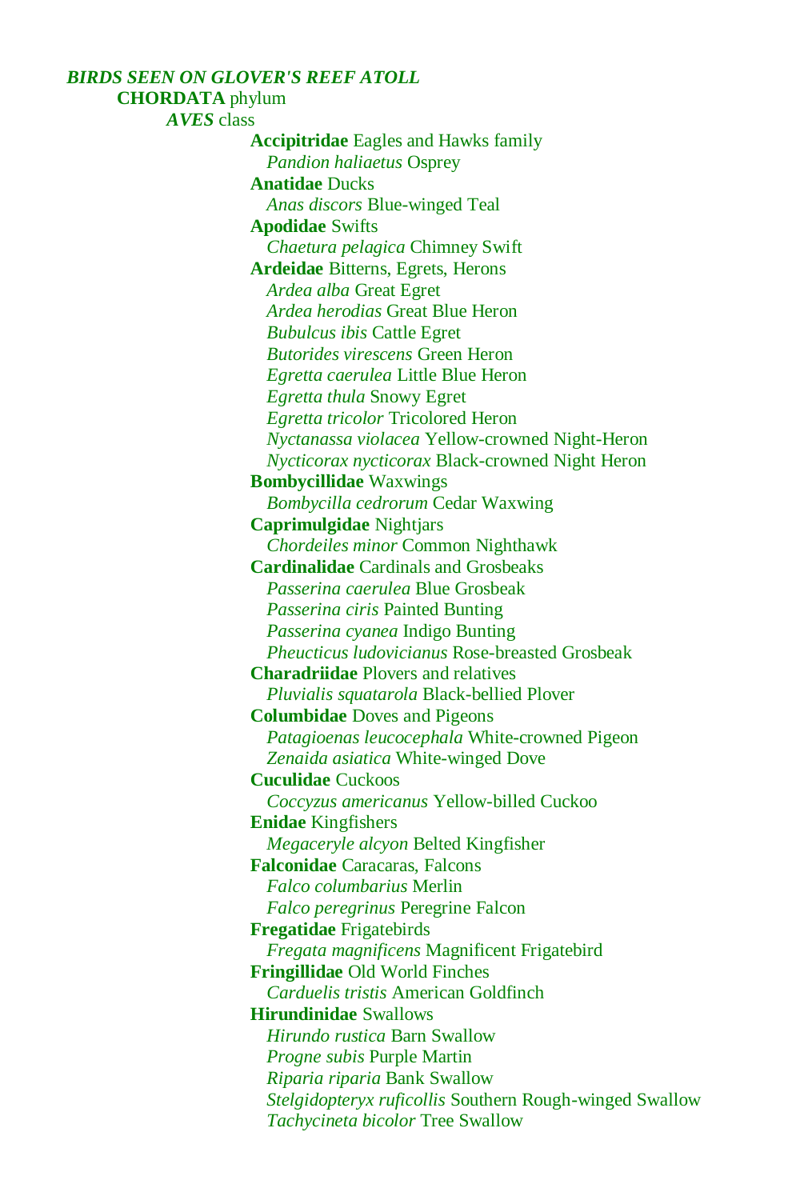***BIRDS SEEN ON GLOVER'S REEF ATOLL***

**CHORDATA** phylum

***AVES*** class

**Accipitridae** Eagles and Hawks family
- *Pandion haliaetus* Osprey

**Anatidae** Ducks
- *Anas discors* Blue-winged Teal

**Apodidae** Swifts
- *Chaetura pelagica* Chimney Swift

**Ardeidae** Bitterns, Egrets, Herons
- *Ardea alba* Great Egret
- *Ardea herodias* Great Blue Heron
- *Bubulcus ibis* Cattle Egret
- *Butorides virescens* Green Heron
- *Egretta caerulea* Little Blue Heron
- *Egretta thula* Snowy Egret
- *Egretta tricolor* Tricolored Heron
- *Nyctanassa violacea* Yellow-crowned Night-Heron
- *Nycticorax nycticorax* Black-crowned Night Heron

**Bombycillidae** Waxwings
- *Bombycilla cedrorum* Cedar Waxwing

**Caprimulgidae** Nightjars
- *Chordeiles minor* Common Nighthawk

**Cardinalidae** Cardinals and Grosbeaks
- *Passerina caerulea* Blue Grosbeak
- *Passerina ciris* Painted Bunting
- *Passerina cyanea* Indigo Bunting
- *Pheucticus ludovicianus* Rose-breasted Grosbeak

**Charadriidae** Plovers and relatives
- *Pluvialis squatarola* Black-bellied Plover

**Columbidae** Doves and Pigeons
- *Patagioenas leucocephala* White-crowned Pigeon
- *Zenaida asiatica* White-winged Dove

**Cuculidae** Cuckoos
- *Coccyzus americanus* Yellow-billed Cuckoo

**Enidae** Kingfishers
- *Megaceryle alcyon* Belted Kingfisher

**Falconidae** Caracaras, Falcons
- *Falco columbarius* Merlin
- *Falco peregrinus* Peregrine Falcon

**Fregatidae** Frigatebirds
- *Fregata magnificens* Magnificent Frigatebird

**Fringillidae** Old World Finches
- *Carduelis tristis* American Goldfinch

**Hirundinidae** Swallows
- *Hirundo rustica* Barn Swallow
- *Progne subis* Purple Martin
- *Riparia riparia* Bank Swallow
- *Stelgidopteryx ruficollis* Southern Rough-winged Swallow
- *Tachycineta bicolor* Tree Swallow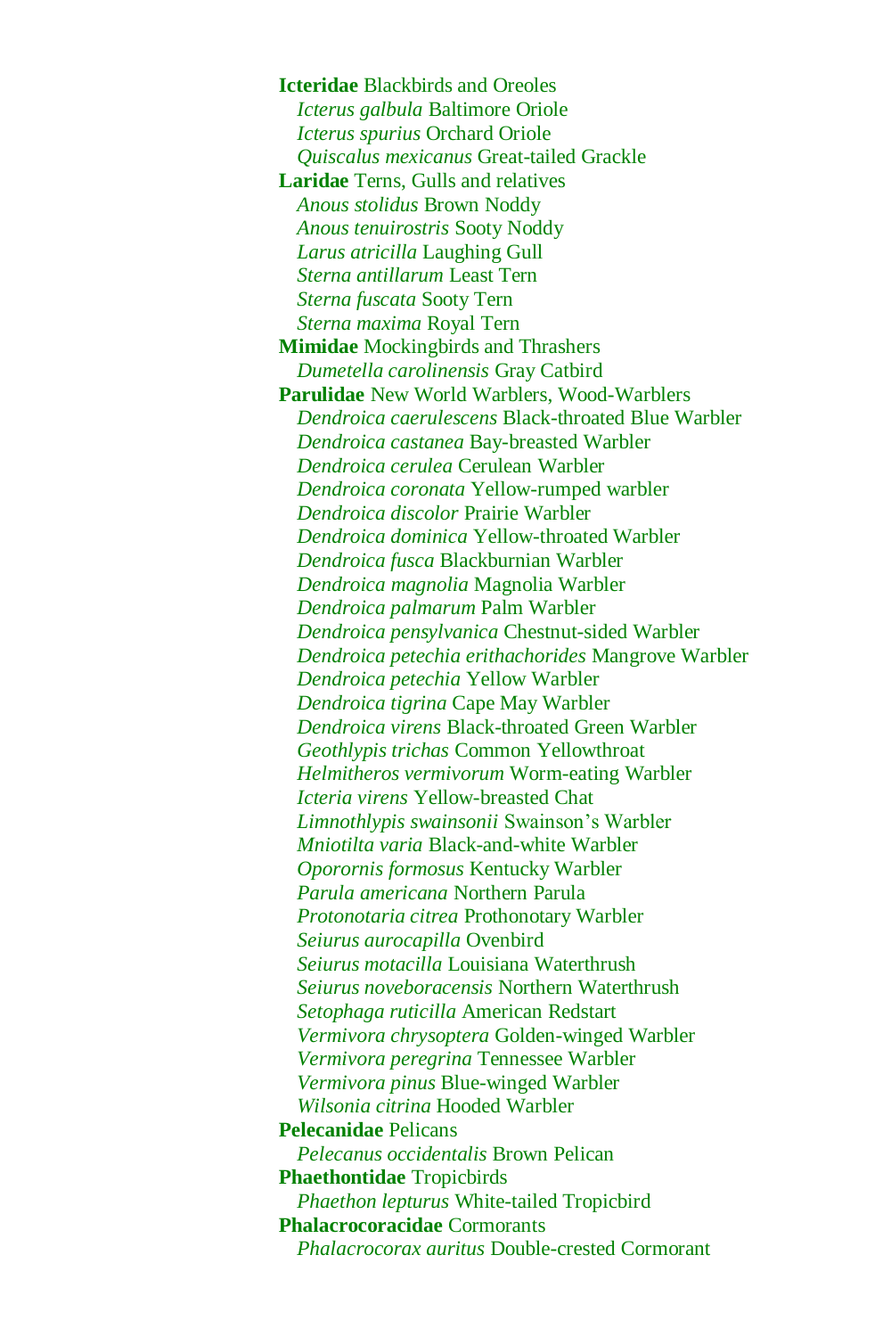**Icteridae** Blackbirds and Oreoles
*Icterus galbula* Baltimore Oriole
*Icterus spurius* Orchard Oriole
*Quiscalus mexicanus* Great-tailed Grackle
**Laridae** Terns, Gulls and relatives
*Anous stolidus* Brown Noddy
*Anous tenuirostris* Sooty Noddy
*Larus atricilla* Laughing Gull
*Sterna antillarum* Least Tern
*Sterna fuscata* Sooty Tern
*Sterna maxima* Royal Tern
**Mimidae** Mockingbirds and Thrashers
*Dumetella carolinensis* Gray Catbird
**Parulidae** New World Warblers, Wood-Warblers
*Dendroica caerulescens* Black-throated Blue Warbler
*Dendroica castanea* Bay-breasted Warbler
*Dendroica cerulea* Cerulean Warbler
*Dendroica coronata* Yellow-rumped warbler
*Dendroica discolor* Prairie Warbler
*Dendroica dominica* Yellow-throated Warbler
*Dendroica fusca* Blackburnian Warbler
*Dendroica magnolia* Magnolia Warbler
*Dendroica palmarum* Palm Warbler
*Dendroica pensylvanica* Chestnut-sided Warbler
*Dendroica petechia erithachorides* Mangrove Warbler
*Dendroica petechia* Yellow Warbler
*Dendroica tigrina* Cape May Warbler
*Dendroica virens* Black-throated Green Warbler
*Geothlypis trichas* Common Yellowthroat
*Helmitheros vermivorum* Worm-eating Warbler
*Icteria virens* Yellow-breasted Chat
*Limnothlypis swainsonii* Swainson's Warbler
*Mniotilta varia* Black-and-white Warbler
*Oporornis formosus* Kentucky Warbler
*Parula americana* Northern Parula
*Protonotaria citrea* Prothonotary Warbler
*Seiurus aurocapilla* Ovenbird
*Seiurus motacilla* Louisiana Waterthrush
*Seiurus noveboracensis* Northern Waterthrush
*Setophaga ruticilla* American Redstart
*Vermivora chrysoptera* Golden-winged Warbler
*Vermivora peregrina* Tennessee Warbler
*Vermivora pinus* Blue-winged Warbler
*Wilsonia citrina* Hooded Warbler
**Pelecanidae** Pelicans
*Pelecanus occidentalis* Brown Pelican
**Phaethontidae** Tropicbirds
*Phaethon lepturus* White-tailed Tropicbird
**Phalacrocoracidae** Cormorants
*Phalacrocorax auritus* Double-crested Cormorant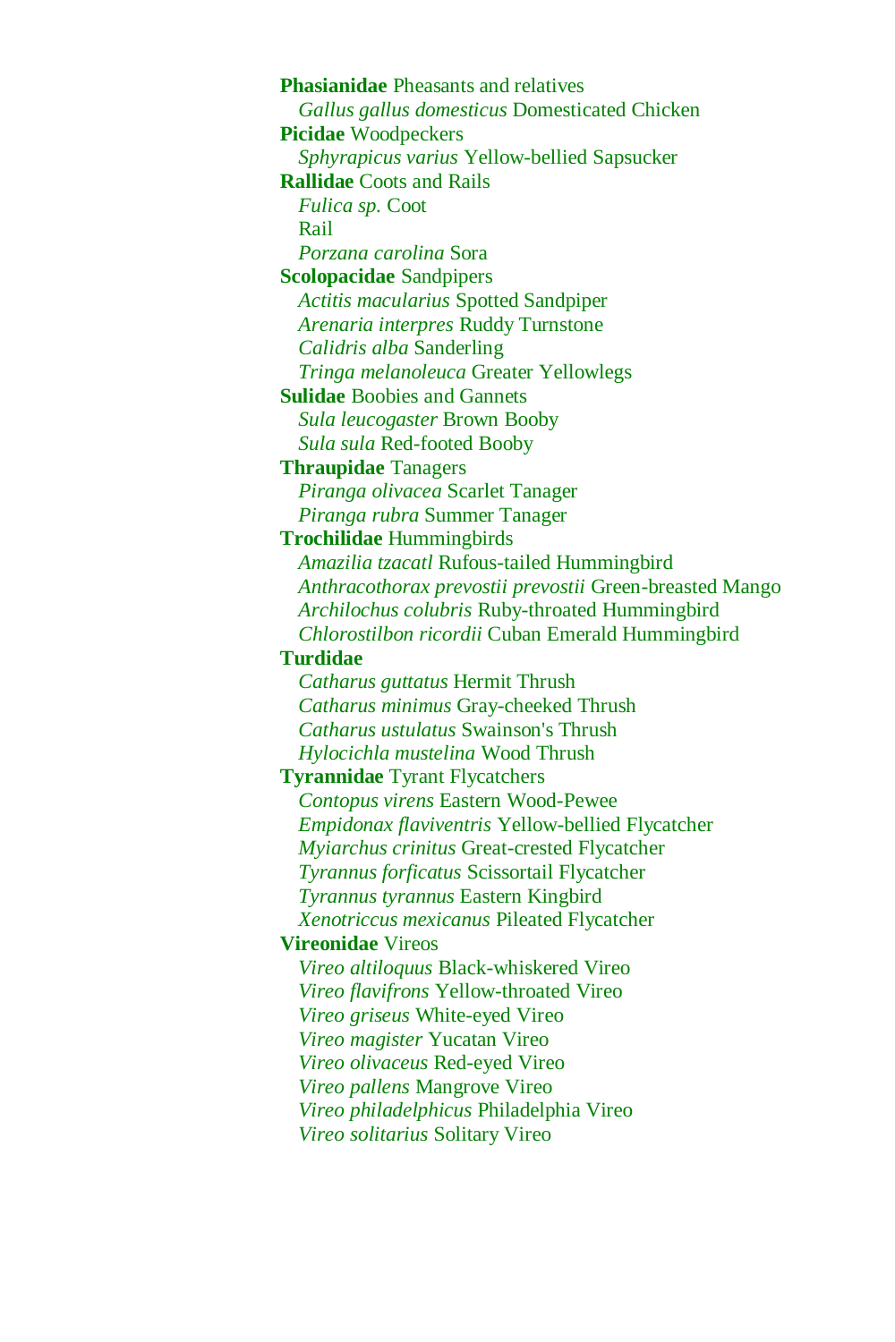**Phasianidae** Pheasants and relatives
  *Gallus gallus domesticus* Domesticated Chicken
**Picidae** Woodpeckers
  *Sphyrapicus varius* Yellow-bellied Sapsucker
**Rallidae** Coots and Rails
  *Fulica sp.* Coot
  Rail
  *Porzana carolina* Sora
**Scolopacidae** Sandpipers
  *Actitis macularius* Spotted Sandpiper
  *Arenaria interpres* Ruddy Turnstone
  *Calidris alba* Sanderling
  *Tringa melanoleuca* Greater Yellowlegs
**Sulidae** Boobies and Gannets
  *Sula leucogaster* Brown Booby
  *Sula sula* Red-footed Booby
**Thraupidae** Tanagers
  *Piranga olivacea* Scarlet Tanager
  *Piranga rubra* Summer Tanager
**Trochilidae** Hummingbirds
  *Amazilia tzacatl* Rufous-tailed Hummingbird
  *Anthracothorax prevostii prevostii* Green-breasted Mango
  *Archilochus colubris* Ruby-throated Hummingbird
  *Chlorostilbon ricordii* Cuban Emerald Hummingbird
**Turdidae**
  *Catharus guttatus* Hermit Thrush
  *Catharus minimus* Gray-cheeked Thrush
  *Catharus ustulatus* Swainson's Thrush
  *Hylocichla mustelina* Wood Thrush
**Tyrannidae** Tyrant Flycatchers
  *Contopus virens* Eastern Wood-Pewee
  *Empidonax flaviventris* Yellow-bellied Flycatcher
  *Myiarchus crinitus* Great-crested Flycatcher
  *Tyrannus forficatus* Scissortail Flycatcher
  *Tyrannus tyrannus* Eastern Kingbird
  *Xenotriccus mexicanus* Pileated Flycatcher
**Vireonidae** Vireos
  *Vireo altiloquus* Black-whiskered Vireo
  *Vireo flavifrons* Yellow-throated Vireo
  *Vireo griseus* White-eyed Vireo
  *Vireo magister* Yucatan Vireo
  *Vireo olivaceus* Red-eyed Vireo
  *Vireo pallens* Mangrove Vireo
  *Vireo philadelphicus* Philadelphia Vireo
  *Vireo solitarius* Solitary Vireo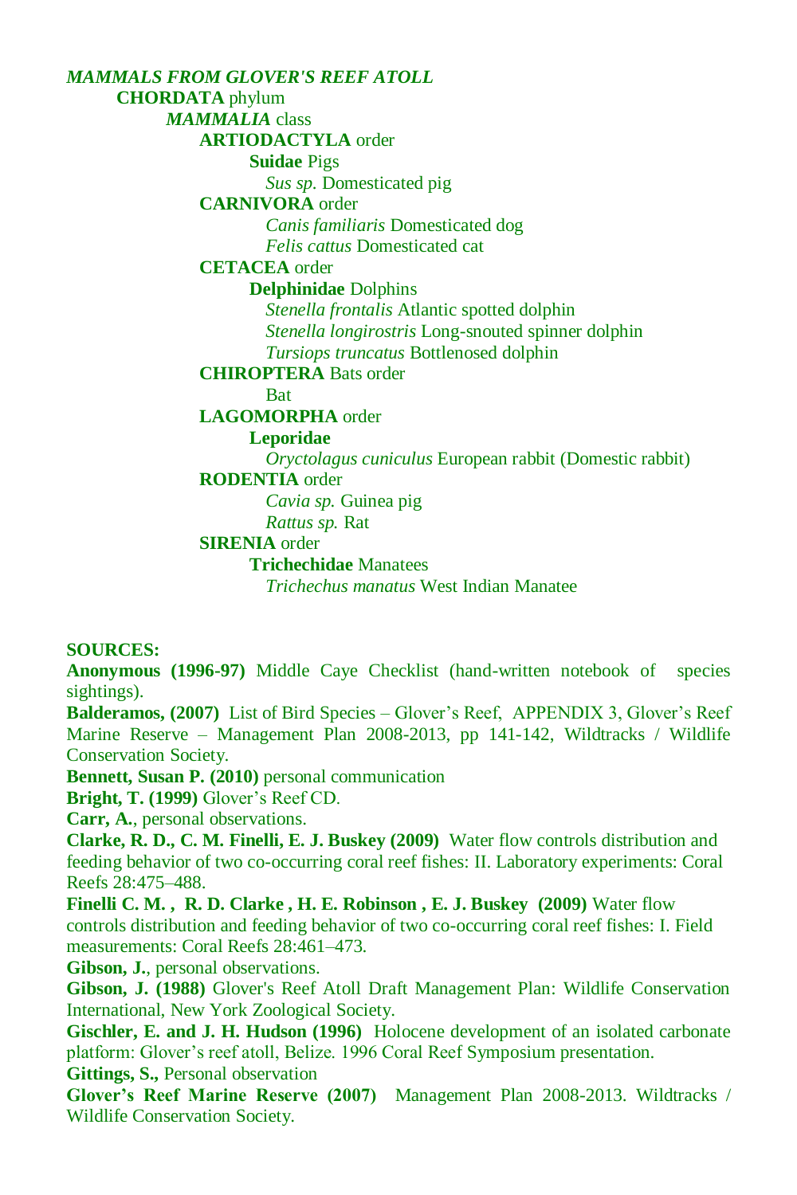***MAMMALS FROM GLOVER'S REEF ATOLL***

- **CHORDATA** phylum
  - ***MAMMALIA*** class
    - **ARTIODACTYLA** order
      - **Suidae** Pigs
        - *Sus sp.* Domesticated pig
    - **CARNIVORA** order
      - *Canis familiaris* Domesticated dog
      - *Felis cattus* Domesticated cat
    - **CETACEA** order
      - **Delphinidae** Dolphins
        - *Stenella frontalis* Atlantic spotted dolphin
        - *Stenella longirostris* Long-snouted spinner dolphin
        - *Tursiops truncatus* Bottlenosed dolphin
    - **CHIROPTERA** Bats order
      - Bat
    - **LAGOMORPHA** order
      - **Leporidae**
        - *Oryctolagus cuniculus* European rabbit (Domestic rabbit)
    - **RODENTIA** order
      - *Cavia sp.* Guinea pig
      - *Rattus sp.* Rat
    - **SIRENIA** order
      - **Trichechidae** Manatees
        - *Trichechus manatus* West Indian Manatee

**SOURCES:**

**Anonymous (1996-97)** Middle Caye Checklist (hand-written notebook of species sightings).

**Balderamos, (2007)** List of Bird Species – Glover's Reef, APPENDIX 3, Glover's Reef Marine Reserve – Management Plan 2008-2013, pp 141-142, Wildtracks / Wildlife Conservation Society.

**Bennett, Susan P. (2010)** personal communication

**Bright, T. (1999)** Glover's Reef CD.

**Carr, A.**, personal observations.

**Clarke, R. D., C. M. Finelli, E. J. Buskey (2009)** Water flow controls distribution and feeding behavior of two co-occurring coral reef fishes: II. Laboratory experiments: Coral Reefs 28:475–488.

**Finelli C. M. , R. D. Clarke , H. E. Robinson , E. J. Buskey (2009)** Water flow controls distribution and feeding behavior of two co-occurring coral reef fishes: I. Field measurements: Coral Reefs 28:461–473.

**Gibson, J.**, personal observations.

**Gibson, J. (1988)** Glover's Reef Atoll Draft Management Plan: Wildlife Conservation International, New York Zoological Society.

**Gischler, E. and J. H. Hudson (1996)** Holocene development of an isolated carbonate platform: Glover's reef atoll, Belize. 1996 Coral Reef Symposium presentation.

**Gittings, S.,** Personal observation

**Glover's Reef Marine Reserve (2007)** Management Plan 2008-2013. Wildtracks / Wildlife Conservation Society.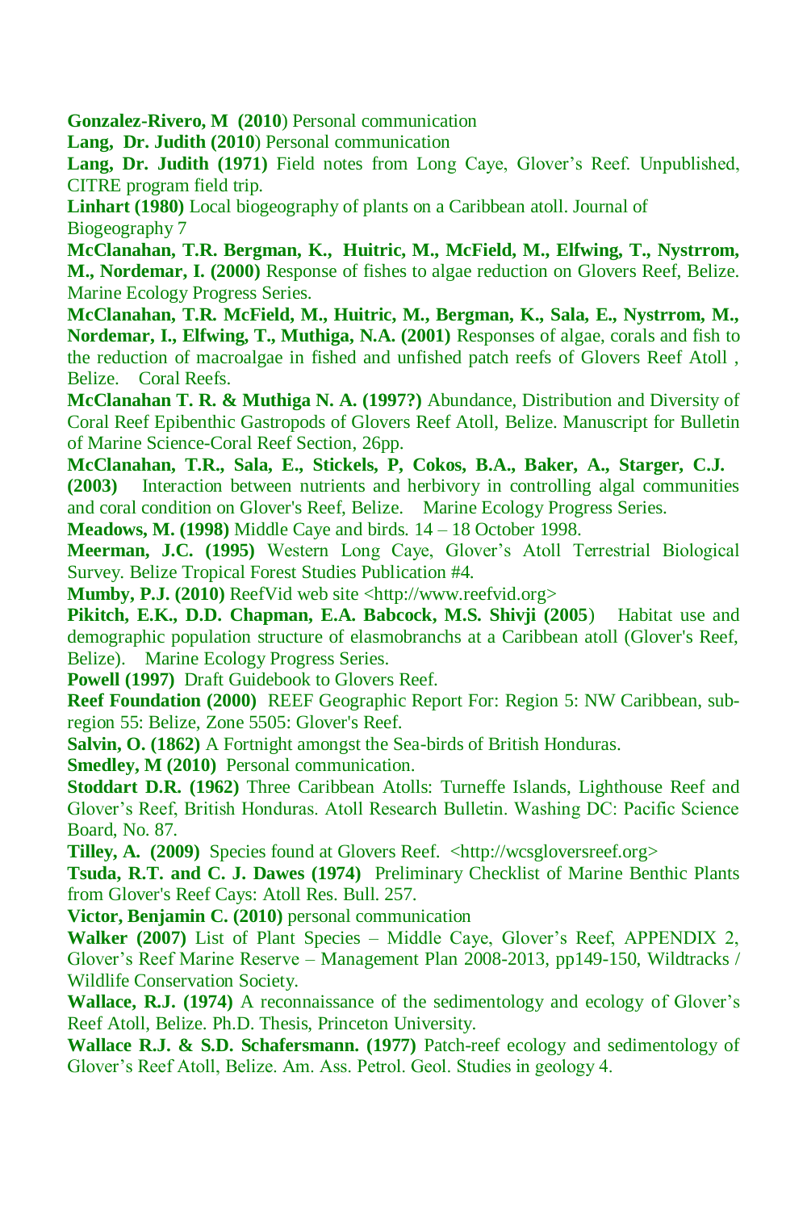**Gonzalez-Rivero, M (2010**) Personal communication

**Lang, Dr. Judith (2010**) Personal communication

**Lang, Dr. Judith (1971)** Field notes from Long Caye, Glover's Reef. Unpublished, CITRE program field trip.

**Linhart (1980)** Local biogeography of plants on a Caribbean atoll. Journal of Biogeography 7

**McClanahan, T.R. Bergman, K., Huitric, M., McField, M., Elfwing, T., Nystrrom, M., Nordemar, I. (2000)** Response of fishes to algae reduction on Glovers Reef, Belize. Marine Ecology Progress Series.

**McClanahan, T.R. McField, M., Huitric, M., Bergman, K., Sala, E., Nystrrom, M., Nordemar, I., Elfwing, T., Muthiga, N.A. (2001)** Responses of algae, corals and fish to the reduction of macroalgae in fished and unfished patch reefs of Glovers Reef Atoll , Belize. Coral Reefs.

**McClanahan T. R. & Muthiga N. A. (1997?)** Abundance, Distribution and Diversity of Coral Reef Epibenthic Gastropods of Glovers Reef Atoll, Belize. Manuscript for Bulletin of Marine Science-Coral Reef Section, 26pp.

**McClanahan, T.R., Sala, E., Stickels, P, Cokos, B.A., Baker, A., Starger, C.J. (2003)** Interaction between nutrients and herbivory in controlling algal communities and coral condition on Glover's Reef, Belize. Marine Ecology Progress Series.

**Meadows, M. (1998)** Middle Caye and birds. 14 – 18 October 1998.

**Meerman, J.C. (1995)** Western Long Caye, Glover's Atoll Terrestrial Biological Survey. Belize Tropical Forest Studies Publication #4.

**Mumby, P.J. (2010)** ReefVid web site <http://www.reefvid.org>

**Pikitch, E.K., D.D. Chapman, E.A. Babcock, M.S. Shivji (2005**) Habitat use and demographic population structure of elasmobranchs at a Caribbean atoll (Glover's Reef, Belize). Marine Ecology Progress Series.

**Powell (1997)** Draft Guidebook to Glovers Reef.

**Reef Foundation (2000)** REEF Geographic Report For: Region 5: NW Caribbean, sub-region 55: Belize, Zone 5505: Glover's Reef.

**Salvin, O. (1862)** A Fortnight amongst the Sea-birds of British Honduras.

**Smedley, M (2010)** Personal communication.

**Stoddart D.R. (1962)** Three Caribbean Atolls: Turneffe Islands, Lighthouse Reef and Glover's Reef, British Honduras. Atoll Research Bulletin. Washing DC: Pacific Science Board, No. 87.

**Tilley, A. (2009)** Species found at Glovers Reef. <http://wcsgloversreef.org>

**Tsuda, R.T. and C. J. Dawes (1974)** Preliminary Checklist of Marine Benthic Plants from Glover's Reef Cays: Atoll Res. Bull. 257.

**Victor, Benjamin C. (2010)** personal communication

**Walker (2007)** List of Plant Species – Middle Caye, Glover's Reef, APPENDIX 2, Glover's Reef Marine Reserve – Management Plan 2008-2013, pp149-150, Wildtracks / Wildlife Conservation Society.

**Wallace, R.J. (1974)** A reconnaissance of the sedimentology and ecology of Glover's Reef Atoll, Belize. Ph.D. Thesis, Princeton University.

**Wallace R.J. & S.D. Schafersmann. (1977)** Patch-reef ecology and sedimentology of Glover's Reef Atoll, Belize. Am. Ass. Petrol. Geol. Studies in geology 4.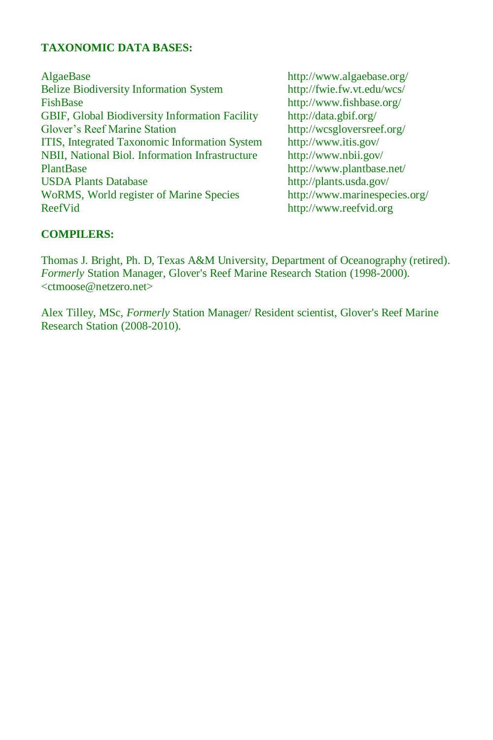## TAXONOMIC DATA BASES:

| | |
|---|---|
| AlgaeBase | http://www.algaebase.org/ |
| Belize Biodiversity Information System | http://fwie.fw.vt.edu/wcs/ |
| FishBase | http://www.fishbase.org/ |
| GBIF, Global Biodiversity Information Facility | http://data.gbif.org/ |
| Glover's Reef Marine Station | http://wcsgloversreef.org/ |
| ITIS, Integrated Taxonomic Information System | http://www.itis.gov/ |
| NBII, National Biol. Information Infrastructure | http://www.nbii.gov/ |
| PlantBase | http://www.plantbase.net/ |
| USDA Plants Database | http://plants.usda.gov/ |
| WoRMS, World register of Marine Species | http://www.marinespecies.org/ |
| ReefVid | http://www.reefvid.org |

## COMPILERS:

Thomas J. Bright, Ph. D, Texas A&M University, Department of Oceanography (retired). *Formerly* Station Manager, Glover's Reef Marine Research Station (1998-2000). <ctmoose@netzero.net>

Alex Tilley, MSc, *Formerly* Station Manager/ Resident scientist, Glover's Reef Marine Research Station (2008-2010).